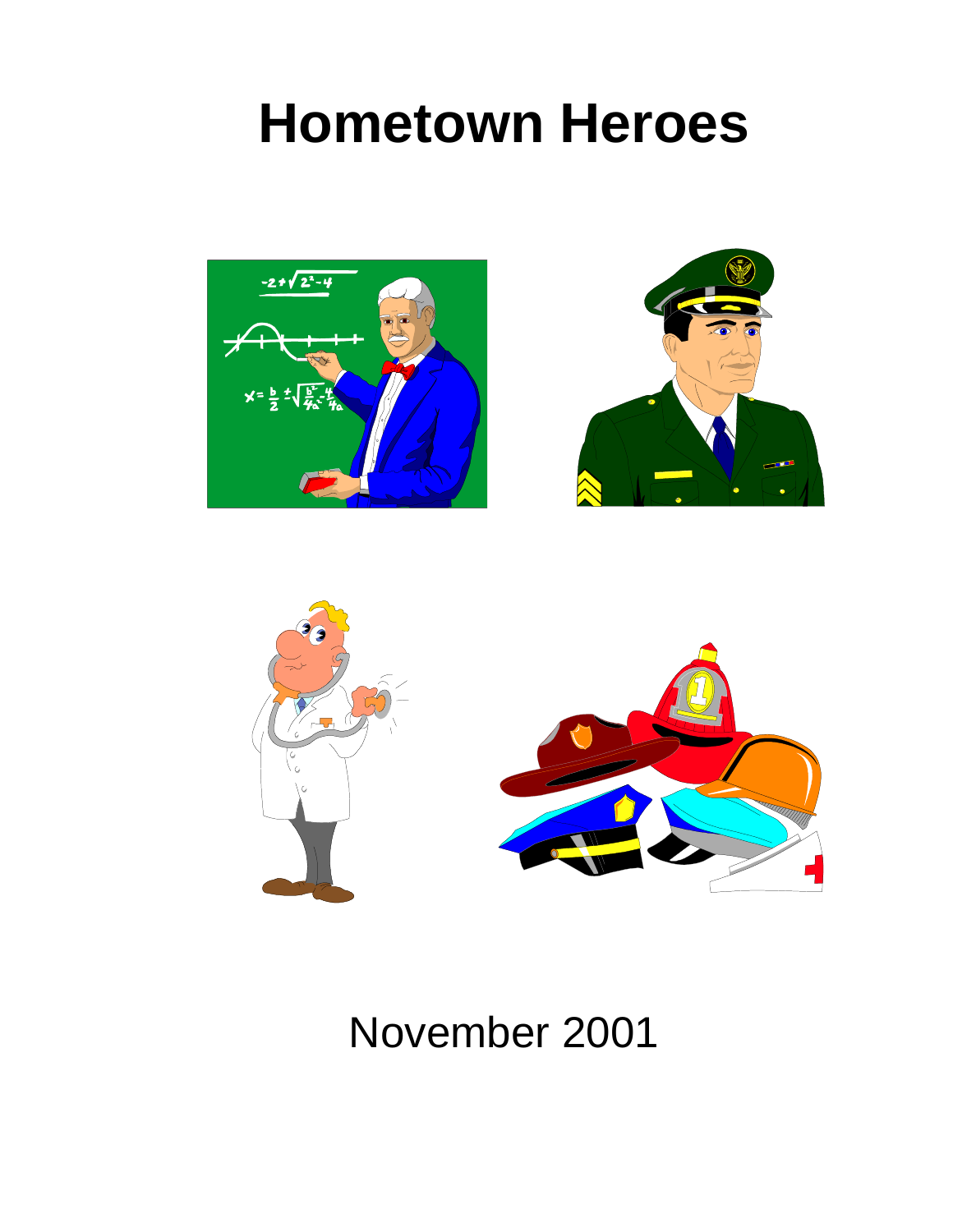# Hometown Heroes

November 2001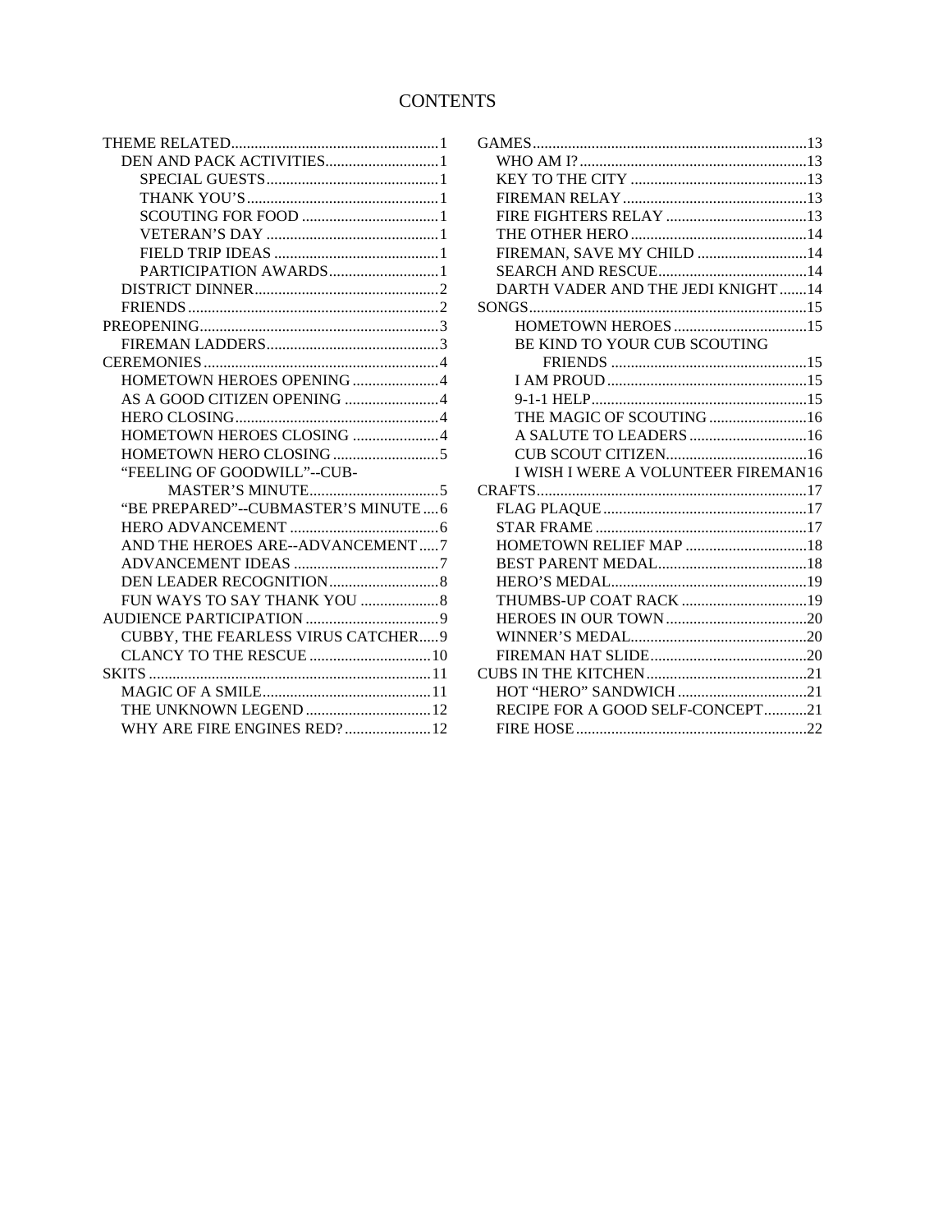# CONTENTS

- THEME RELATED ....................................... 1
  - DEN AND PACK ACTIVITIES ....................... 1
    - SPECIAL GUESTS ....................................... 1
    - THANK YOU'S ........................................... 1
    - SCOUTING FOR FOOD ................................ 1
    - VETERAN'S DAY ........................................ 1
    - FIELD TRIP IDEAS ..................................... 1
    - PARTICIPATION AWARDS .......................... 1
  - DISTRICT DINNER ........................................ 2
  - FRIENDS ....................................................... 2
- PREOPENING ..................................................... 3
  - FIREMAN LADDERS ....................................... 3
- CEREMONIES ..................................................... 4
  - HOMETOWN HEROES OPENING ................... 4
  - AS A GOOD CITIZEN OPENING .................... 4
  - HERO CLOSING ............................................. 4
  - HOMETOWN HEROES CLOSING .................. 4
  - HOMETOWN HERO CLOSING ....................... 5
  - "FEELING OF GOODWILL"--CUB-MASTER'S MINUTE ........................................ 5
  - "BE PREPARED"--CUBMASTER'S MINUTE .... 6
  - HERO ADVANCEMENT .................................. 6
  - AND THE HEROES ARE--ADVANCEMENT ..... 7
  - ADVANCEMENT IDEAS ................................. 7
  - DEN LEADER RECOGNITION ........................ 8
  - FUN WAYS TO SAY THANK YOU ................. 8
- AUDIENCE PARTICIPATION ................................ 9
  - CUBBY, THE FEARLESS VIRUS CATCHER ..... 9
  - CLANCY TO THE RESCUE ............................ 10
- SKITS .............................................................. 11
  - MAGIC OF A SMILE ..................................... 11
  - THE UNKNOWN LEGEND ............................ 12
  - WHY ARE FIRE ENGINES RED? ................... 12
- GAMES ............................................................. 13
  - WHO AM I? ................................................. 13
  - KEY TO THE CITY ....................................... 13
  - FIREMAN RELAY .......................................... 13
  - FIRE FIGHTERS RELAY ................................ 13
  - THE OTHER HERO ........................................ 14
  - FIREMAN, SAVE MY CHILD ......................... 14
  - SEARCH AND RESCUE .................................. 14
  - DARTH VADER AND THE JEDI KNIGHT ....... 14
- SONGS .............................................................. 15
  - HOMETOWN HEROES ................................. 15
  - BE KIND TO YOUR CUB SCOUTING FRIENDS ................................................. 15
  - I AM PROUD ............................................... 15
  - 9-1-1 HELP ................................................... 15
  - THE MAGIC OF SCOUTING ......................... 16
  - A SALUTE TO LEADERS .............................. 16
  - CUB SCOUT CITIZEN ................................... 16
  - I WISH I WERE A VOLUNTEER FIREMAN ... 16
- CRAFTS ............................................................ 17
  - FLAG PLAQUE ............................................. 17
  - STAR FRAME ............................................... 17
  - HOMETOWN RELIEF MAP ........................... 18
  - BEST PARENT MEDAL .................................. 18
  - HERO'S MEDAL ............................................ 19
  - THUMBS-UP COAT RACK ............................ 19
  - HEROES IN OUR TOWN ............................... 20
  - WINNER'S MEDAL ........................................ 20
  - FIREMAN HAT SLIDE ................................... 20
- CUBS IN THE KITCHEN ...................................... 21
  - HOT "HERO" SANDWICH ............................. 21
  - RECIPE FOR A GOOD SELF-CONCEPT .......... 21
  - FIRE HOSE ................................................... 22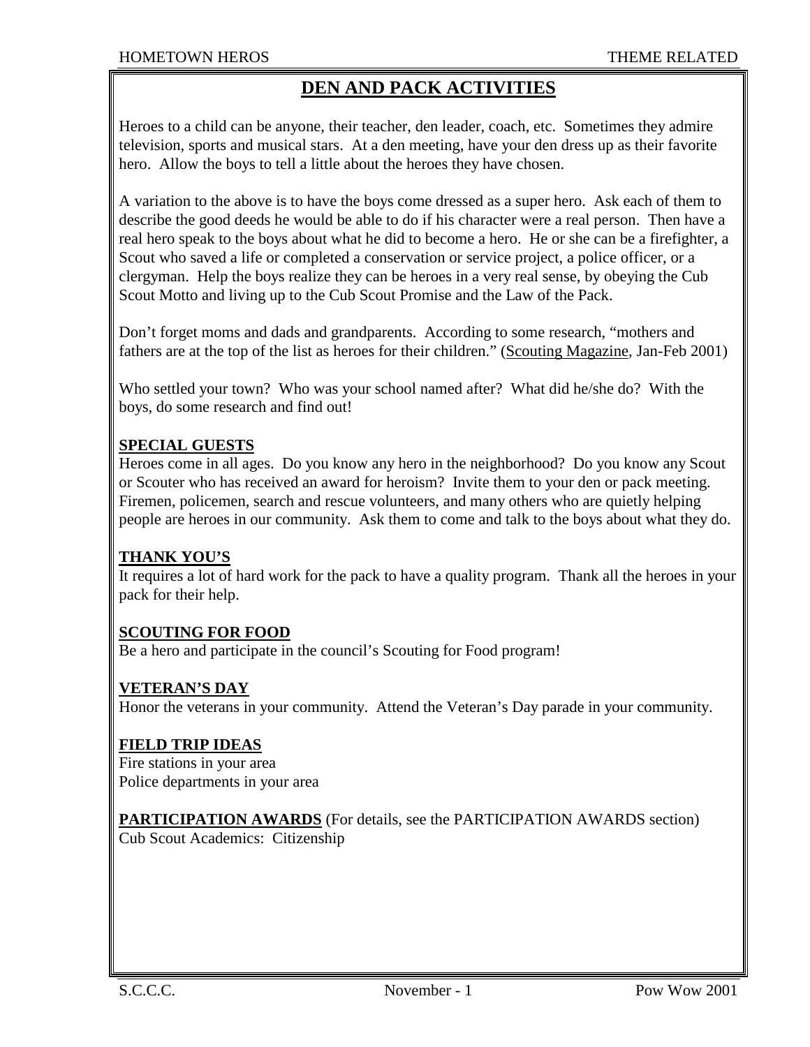# DEN AND PACK ACTIVITIES

Heroes to a child can be anyone, their teacher, den leader, coach, etc. Sometimes they admire television, sports and musical stars. At a den meeting, have your den dress up as their favorite hero. Allow the boys to tell a little about the heroes they have chosen.

A variation to the above is to have the boys come dressed as a super hero. Ask each of them to describe the good deeds he would be able to do if his character were a real person. Then have a real hero speak to the boys about what he did to become a hero. He or she can be a firefighter, a Scout who saved a life or completed a conservation or service project, a police officer, or a clergyman. Help the boys realize they can be heroes in a very real sense, by obeying the Cub Scout Motto and living up to the Cub Scout Promise and the Law of the Pack.

Don't forget moms and dads and grandparents. According to some research, "mothers and fathers are at the top of the list as heroes for their children." (Scouting Magazine, Jan-Feb 2001)

Who settled your town? Who was your school named after? What did he/she do? With the boys, do some research and find out!

**SPECIAL GUESTS**

Heroes come in all ages. Do you know any hero in the neighborhood? Do you know any Scout or Scouter who has received an award for heroism? Invite them to your den or pack meeting. Firemen, policemen, search and rescue volunteers, and many others who are quietly helping people are heroes in our community. Ask them to come and talk to the boys about what they do.

**THANK YOU'S**

It requires a lot of hard work for the pack to have a quality program. Thank all the heroes in your pack for their help.

**SCOUTING FOR FOOD**

Be a hero and participate in the council's Scouting for Food program!

**VETERAN'S DAY**

Honor the veterans in your community. Attend the Veteran's Day parade in your community.

**FIELD TRIP IDEAS**

Fire stations in your area
Police departments in your area

**PARTICIPATION AWARDS** (For details, see the PARTICIPATION AWARDS section)
Cub Scout Academics: Citizenship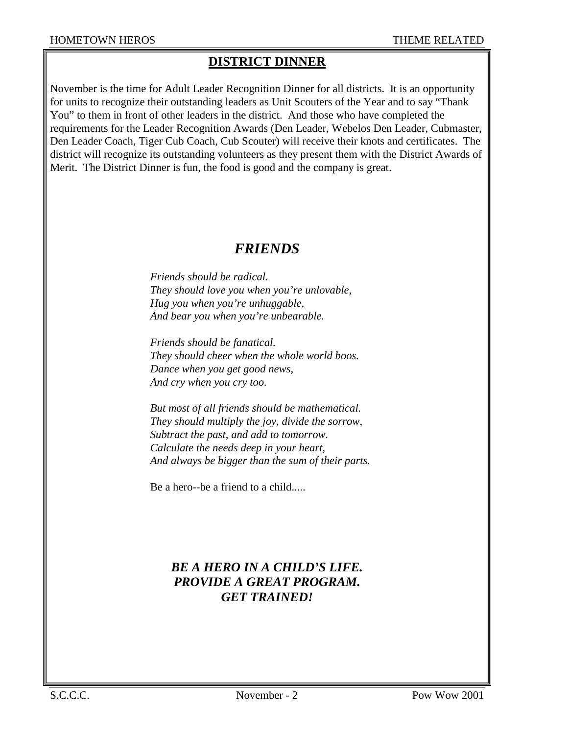## DISTRICT DINNER

November is the time for Adult Leader Recognition Dinner for all districts. It is an opportunity for units to recognize their outstanding leaders as Unit Scouters of the Year and to say "Thank You" to them in front of other leaders in the district. And those who have completed the requirements for the Leader Recognition Awards (Den Leader, Webelos Den Leader, Cubmaster, Den Leader Coach, Tiger Cub Coach, Cub Scouter) will receive their knots and certificates. The district will recognize its outstanding volunteers as they present them with the District Awards of Merit. The District Dinner is fun, the food is good and the company is great.

## *FRIENDS*

*Friends should be radical.*
*They should love you when you're unlovable,*
*Hug you when you're unhuggable,*
*And bear you when you're unbearable.*

*Friends should be fanatical.*
*They should cheer when the whole world boos.*
*Dance when you get good news,*
*And cry when you cry too.*

*But most of all friends should be mathematical.*
*They should multiply the joy, divide the sorrow,*
*Subtract the past, and add to tomorrow.*
*Calculate the needs deep in your heart,*
*And always be bigger than the sum of their parts.*

Be a hero--be a friend to a child.....

***BE A HERO IN A CHILD'S LIFE.***
***PROVIDE A GREAT PROGRAM.***
***GET TRAINED!***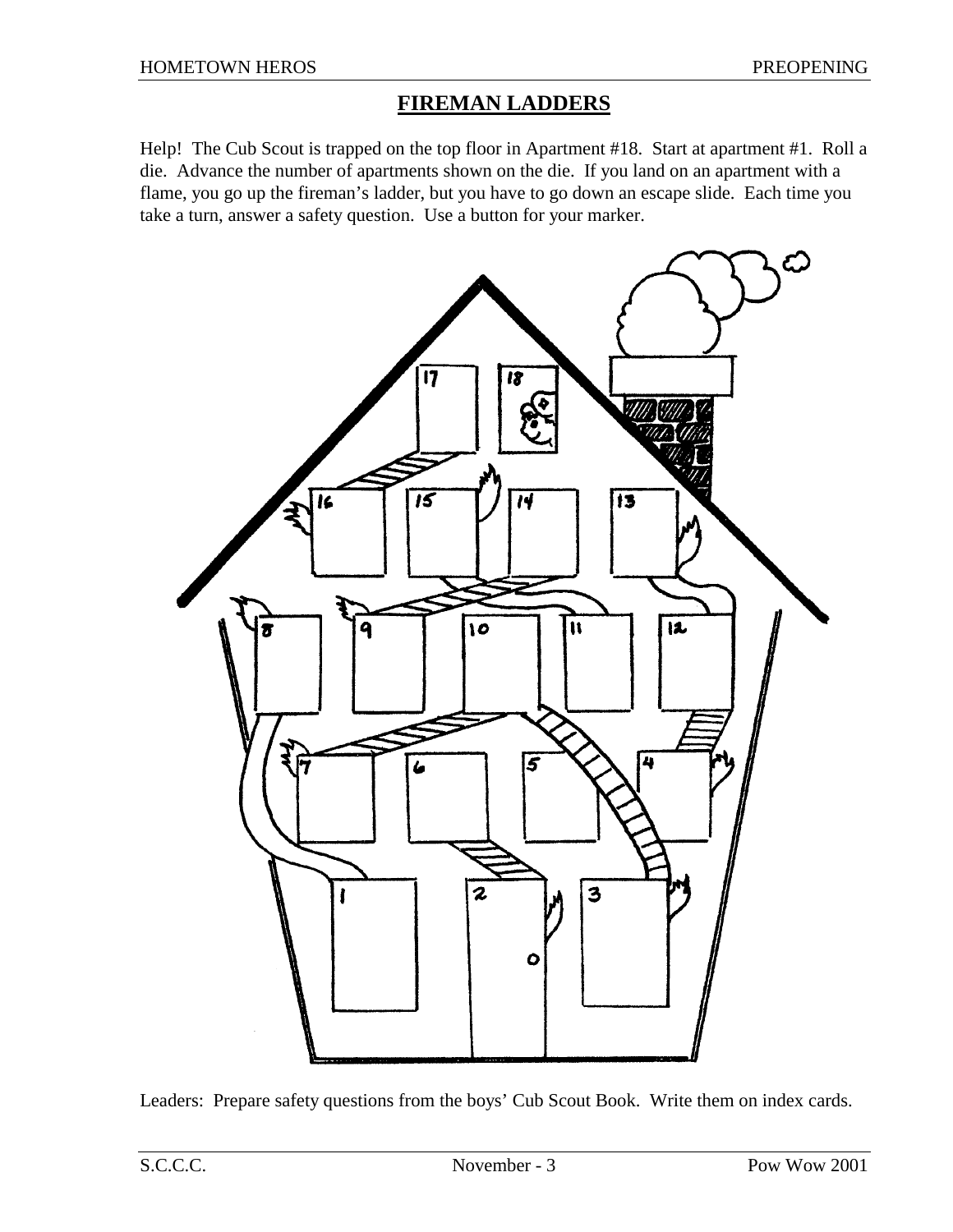## FIREMAN LADDERS

Help! The Cub Scout is trapped on the top floor in Apartment #18. Start at apartment #1. Roll a die. Advance the number of apartments shown on the die. If you land on an apartment with a flame, you go up the fireman's ladder, but you have to go down an escape slide. Each time you take a turn, answer a safety question. Use a button for your marker.

Leaders: Prepare safety questions from the boys' Cub Scout Book. Write them on index cards.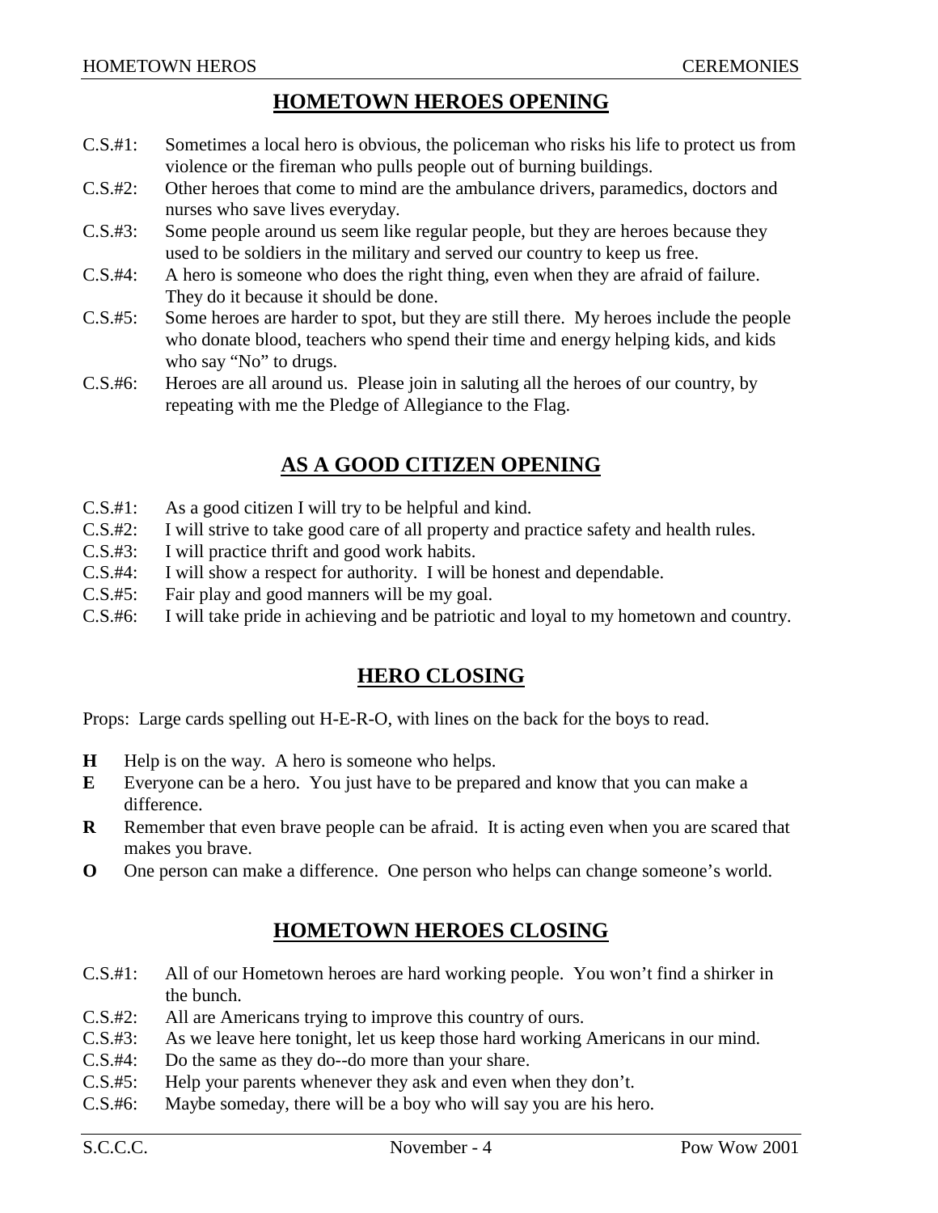## HOMETOWN HEROES OPENING

C.S.#1: Sometimes a local hero is obvious, the policeman who risks his life to protect us from violence or the fireman who pulls people out of burning buildings.

C.S.#2: Other heroes that come to mind are the ambulance drivers, paramedics, doctors and nurses who save lives everyday.

C.S.#3: Some people around us seem like regular people, but they are heroes because they used to be soldiers in the military and served our country to keep us free.

C.S.#4: A hero is someone who does the right thing, even when they are afraid of failure. They do it because it should be done.

C.S.#5: Some heroes are harder to spot, but they are still there. My heroes include the people who donate blood, teachers who spend their time and energy helping kids, and kids who say "No" to drugs.

C.S.#6: Heroes are all around us. Please join in saluting all the heroes of our country, by repeating with me the Pledge of Allegiance to the Flag.

## AS A GOOD CITIZEN OPENING

C.S.#1: As a good citizen I will try to be helpful and kind.

C.S.#2: I will strive to take good care of all property and practice safety and health rules.

C.S.#3: I will practice thrift and good work habits.

C.S.#4: I will show a respect for authority. I will be honest and dependable.

C.S.#5: Fair play and good manners will be my goal.

C.S.#6: I will take pride in achieving and be patriotic and loyal to my hometown and country.

## HERO CLOSING

Props: Large cards spelling out H-E-R-O, with lines on the back for the boys to read.

**H** Help is on the way. A hero is someone who helps.

**E** Everyone can be a hero. You just have to be prepared and know that you can make a difference.

**R** Remember that even brave people can be afraid. It is acting even when you are scared that makes you brave.

**O** One person can make a difference. One person who helps can change someone's world.

## HOMETOWN HEROES CLOSING

C.S.#1: All of our Hometown heroes are hard working people. You won't find a shirker in the bunch.

C.S.#2: All are Americans trying to improve this country of ours.

C.S.#3: As we leave here tonight, let us keep those hard working Americans in our mind.

C.S.#4: Do the same as they do--do more than your share.

C.S.#5: Help your parents whenever they ask and even when they don't.

C.S.#6: Maybe someday, there will be a boy who will say you are his hero.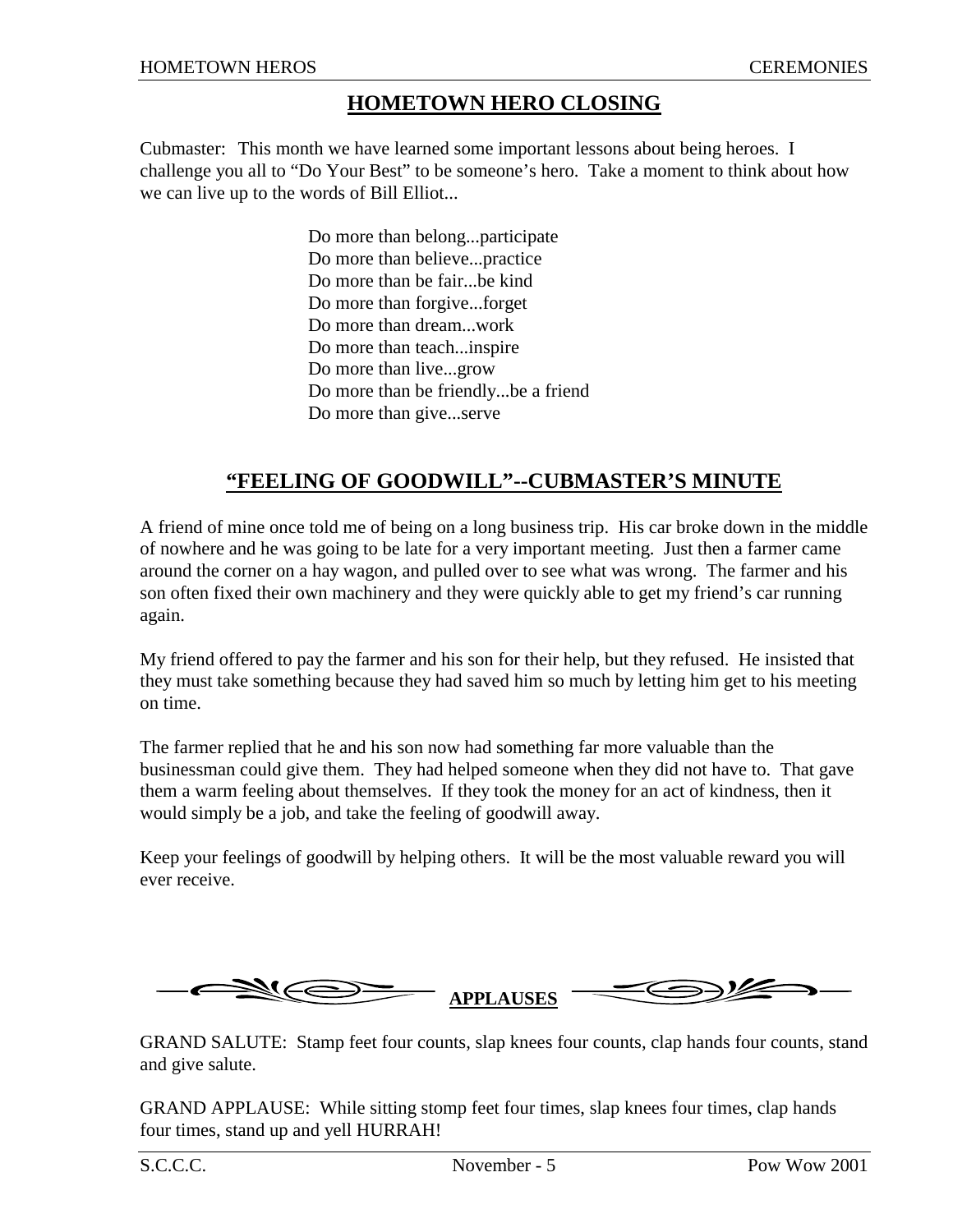## HOMETOWN HERO CLOSING

Cubmaster: This month we have learned some important lessons about being heroes. I challenge you all to “Do Your Best” to be someone’s hero. Take a moment to think about how we can live up to the words of Bill Elliot...

Do more than belong...participate
Do more than believe...practice
Do more than be fair...be kind
Do more than forgive...forget
Do more than dream...work
Do more than teach...inspire
Do more than live...grow
Do more than be friendly...be a friend
Do more than give...serve

## “FEELING OF GOODWILL”--CUBMASTER’S MINUTE

A friend of mine once told me of being on a long business trip. His car broke down in the middle of nowhere and he was going to be late for a very important meeting. Just then a farmer came around the corner on a hay wagon, and pulled over to see what was wrong. The farmer and his son often fixed their own machinery and they were quickly able to get my friend’s car running again.

My friend offered to pay the farmer and his son for their help, but they refused. He insisted that they must take something because they had saved him so much by letting him get to his meeting on time.

The farmer replied that he and his son now had something far more valuable than the businessman could give them. They had helped someone when they did not have to. That gave them a warm feeling about themselves. If they took the money for an act of kindness, then it would simply be a job, and take the feeling of goodwill away.

Keep your feelings of goodwill by helping others. It will be the most valuable reward you will ever receive.

## APPLAUSES

GRAND SALUTE: Stamp feet four counts, slap knees four counts, clap hands four counts, stand and give salute.

GRAND APPLAUSE: While sitting stomp feet four times, slap knees four times, clap hands four times, stand up and yell HURRAH!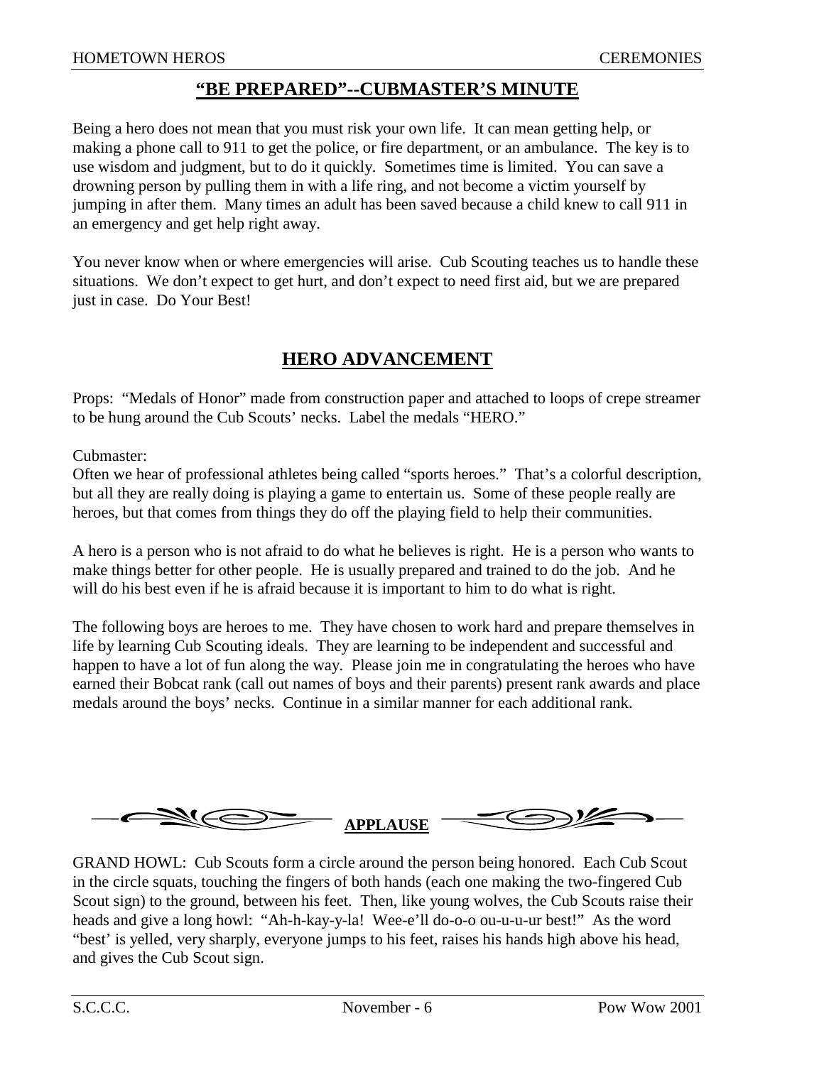## "BE PREPARED"--CUBMASTER'S MINUTE

Being a hero does not mean that you must risk your own life. It can mean getting help, or making a phone call to 911 to get the police, or fire department, or an ambulance. The key is to use wisdom and judgment, but to do it quickly. Sometimes time is limited. You can save a drowning person by pulling them in with a life ring, and not become a victim yourself by jumping in after them. Many times an adult has been saved because a child knew to call 911 in an emergency and get help right away.

You never know when or where emergencies will arise. Cub Scouting teaches us to handle these situations. We don't expect to get hurt, and don't expect to need first aid, but we are prepared just in case. Do Your Best!

## HERO ADVANCEMENT

Props: "Medals of Honor" made from construction paper and attached to loops of crepe streamer to be hung around the Cub Scouts' necks. Label the medals "HERO."

Cubmaster:
Often we hear of professional athletes being called "sports heroes." That's a colorful description, but all they are really doing is playing a game to entertain us. Some of these people really are heroes, but that comes from things they do off the playing field to help their communities.

A hero is a person who is not afraid to do what he believes is right. He is a person who wants to make things better for other people. He is usually prepared and trained to do the job. And he will do his best even if he is afraid because it is important to him to do what is right.

The following boys are heroes to me. They have chosen to work hard and prepare themselves in life by learning Cub Scouting ideals. They are learning to be independent and successful and happen to have a lot of fun along the way. Please join me in congratulating the heroes who have earned their Bobcat rank (call out names of boys and their parents) present rank awards and place medals around the boys' necks. Continue in a similar manner for each additional rank.

## APPLAUSE

GRAND HOWL: Cub Scouts form a circle around the person being honored. Each Cub Scout in the circle squats, touching the fingers of both hands (each one making the two-fingered Cub Scout sign) to the ground, between his feet. Then, like young wolves, the Cub Scouts raise their heads and give a long howl: "Ah-h-kay-y-la! Wee-e'll do-o-o ou-u-u-ur best!" As the word "best' is yelled, very sharply, everyone jumps to his feet, raises his hands high above his head, and gives the Cub Scout sign.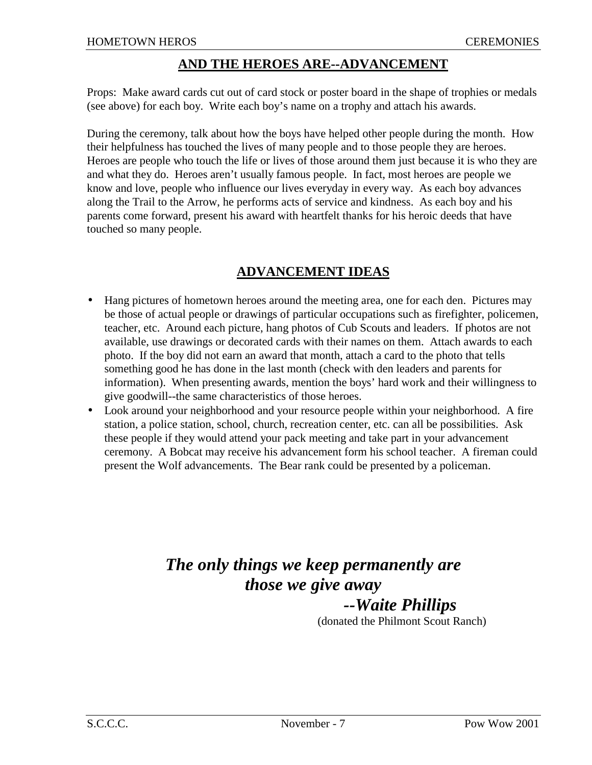## AND THE HEROES ARE--ADVANCEMENT

Props: Make award cards cut out of card stock or poster board in the shape of trophies or medals (see above) for each boy. Write each boy's name on a trophy and attach his awards.

During the ceremony, talk about how the boys have helped other people during the month. How their helpfulness has touched the lives of many people and to those people they are heroes. Heroes are people who touch the life or lives of those around them just because it is who they are and what they do. Heroes aren't usually famous people. In fact, most heroes are people we know and love, people who influence our lives everyday in every way. As each boy advances along the Trail to the Arrow, he performs acts of service and kindness. As each boy and his parents come forward, present his award with heartfelt thanks for his heroic deeds that have touched so many people.

## ADVANCEMENT IDEAS

- Hang pictures of hometown heroes around the meeting area, one for each den. Pictures may be those of actual people or drawings of particular occupations such as firefighter, policemen, teacher, etc. Around each picture, hang photos of Cub Scouts and leaders. If photos are not available, use drawings or decorated cards with their names on them. Attach awards to each photo. If the boy did not earn an award that month, attach a card to the photo that tells something good he has done in the last month (check with den leaders and parents for information). When presenting awards, mention the boys' hard work and their willingness to give goodwill--the same characteristics of those heroes.
- Look around your neighborhood and your resource people within your neighborhood. A fire station, a police station, school, church, recreation center, etc. can all be possibilities. Ask these people if they would attend your pack meeting and take part in your advancement ceremony. A Bobcat may receive his advancement form his school teacher. A fireman could present the Wolf advancements. The Bear rank could be presented by a policeman.

***The only things we keep permanently are those we give away***

***--Waite Phillips***

(donated the Philmont Scout Ranch)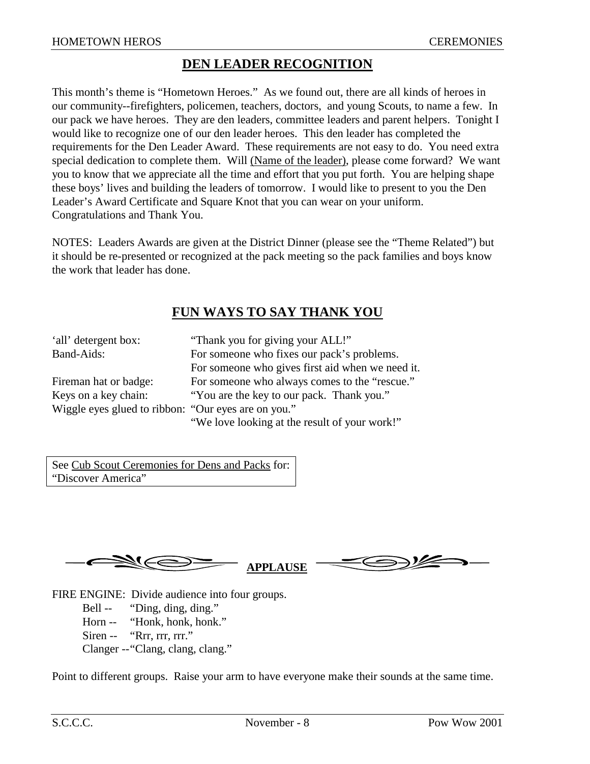## DEN LEADER RECOGNITION

This month's theme is "Hometown Heroes." As we found out, there are all kinds of heroes in our community--firefighters, policemen, teachers, doctors, and young Scouts, to name a few. In our pack we have heroes. They are den leaders, committee leaders and parent helpers. Tonight I would like to recognize one of our den leader heroes. This den leader has completed the requirements for the Den Leader Award. These requirements are not easy to do. You need extra special dedication to complete them. Will (Name of the leader), please come forward? We want you to know that we appreciate all the time and effort that you put forth. You are helping shape these boys' lives and building the leaders of tomorrow. I would like to present to you the Den Leader's Award Certificate and Square Knot that you can wear on your uniform. Congratulations and Thank You.

NOTES: Leaders Awards are given at the District Dinner (please see the "Theme Related") but it should be re-presented or recognized at the pack meeting so the pack families and boys know the work that leader has done.

## FUN WAYS TO SAY THANK YOU

| | |
|---|---|
| 'all' detergent box: | "Thank you for giving your ALL!" |
| Band-Aids: | For someone who fixes our pack's problems.<br>For someone who gives first aid when we need it. |
| Fireman hat or badge: | For someone who always comes to the "rescue." |
| Keys on a key chain: | "You are the key to our pack. Thank you." |
| Wiggle eyes glued to ribbon: | "Our eyes are on you."<br>"We love looking at the result of your work!" |

See Cub Scout Ceremonies for Dens and Packs for: "Discover America"

## APPLAUSE

FIRE ENGINE: Divide audience into four groups.

- Bell -- "Ding, ding, ding."
- Horn -- "Honk, honk, honk."
- Siren -- "Rrr, rrr, rrr."
- Clanger -- "Clang, clang, clang."

Point to different groups. Raise your arm to have everyone make their sounds at the same time.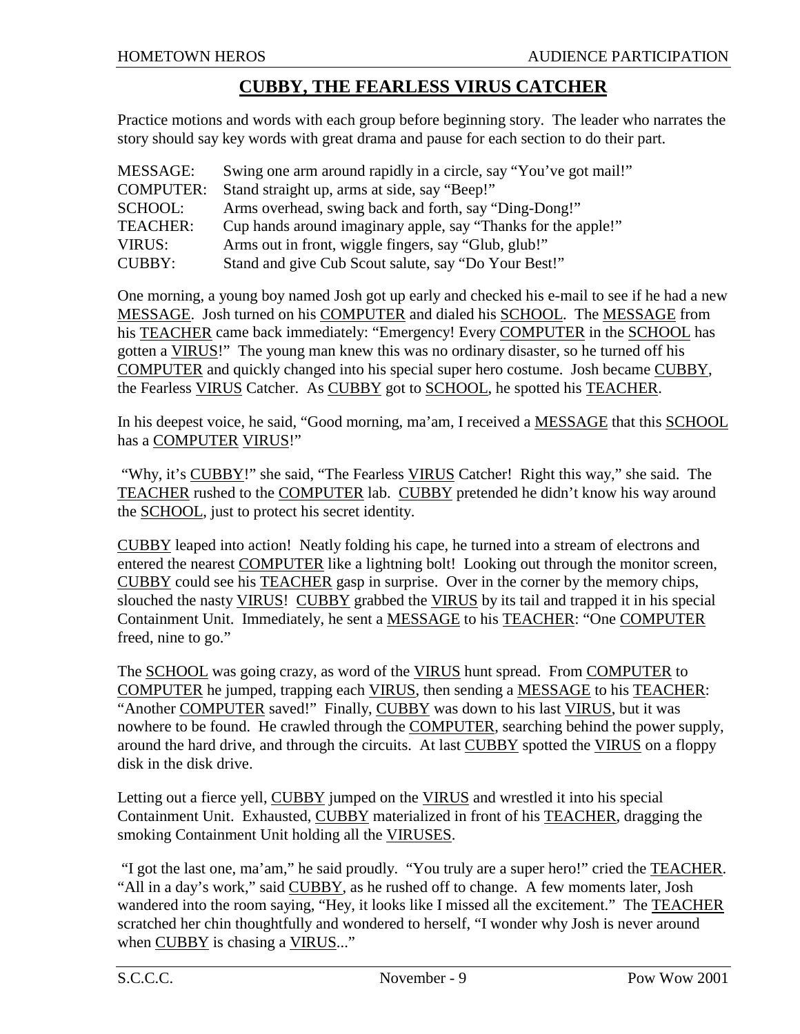## CUBBY, THE FEARLESS VIRUS CATCHER

Practice motions and words with each group before beginning story. The leader who narrates the story should say key words with great drama and pause for each section to do their part.

| | |
|---|---|
| MESSAGE: | Swing one arm around rapidly in a circle, say "You've got mail!" |
| COMPUTER: | Stand straight up, arms at side, say "Beep!" |
| SCHOOL: | Arms overhead, swing back and forth, say "Ding-Dong!" |
| TEACHER: | Cup hands around imaginary apple, say "Thanks for the apple!" |
| VIRUS: | Arms out in front, wiggle fingers, say "Glub, glub!" |
| CUBBY: | Stand and give Cub Scout salute, say "Do Your Best!" |

One morning, a young boy named Josh got up early and checked his e-mail to see if he had a new <u>MESSAGE</u>. Josh turned on his <u>COMPUTER</u> and dialed his <u>SCHOOL</u>. The <u>MESSAGE</u> from his <u>TEACHER</u> came back immediately: "Emergency! Every <u>COMPUTER</u> in the <u>SCHOOL</u> has gotten a <u>VIRUS</u>!" The young man knew this was no ordinary disaster, so he turned off his <u>COMPUTER</u> and quickly changed into his special super hero costume. Josh became <u>CUBBY</u>, the Fearless <u>VIRUS</u> Catcher. As <u>CUBBY</u> got to <u>SCHOOL</u>, he spotted his <u>TEACHER</u>.

In his deepest voice, he said, "Good morning, ma'am, I received a <u>MESSAGE</u> that this <u>SCHOOL</u> has a <u>COMPUTER</u> <u>VIRUS</u>!"

"Why, it's <u>CUBBY</u>!" she said, "The Fearless <u>VIRUS</u> Catcher! Right this way," she said. The <u>TEACHER</u> rushed to the <u>COMPUTER</u> lab. <u>CUBBY</u> pretended he didn't know his way around the <u>SCHOOL</u>, just to protect his secret identity.

<u>CUBBY</u> leaped into action! Neatly folding his cape, he turned into a stream of electrons and entered the nearest <u>COMPUTER</u> like a lightning bolt! Looking out through the monitor screen, <u>CUBBY</u> could see his <u>TEACHER</u> gasp in surprise. Over in the corner by the memory chips, slouched the nasty <u>VIRUS</u>! <u>CUBBY</u> grabbed the <u>VIRUS</u> by its tail and trapped it in his special Containment Unit. Immediately, he sent a <u>MESSAGE</u> to his <u>TEACHER</u>: "One <u>COMPUTER</u> freed, nine to go."

The <u>SCHOOL</u> was going crazy, as word of the <u>VIRUS</u> hunt spread. From <u>COMPUTER</u> to <u>COMPUTER</u> he jumped, trapping each <u>VIRUS</u>, then sending a <u>MESSAGE</u> to his <u>TEACHER</u>: "Another <u>COMPUTER</u> saved!" Finally, <u>CUBBY</u> was down to his last <u>VIRUS</u>, but it was nowhere to be found. He crawled through the <u>COMPUTER</u>, searching behind the power supply, around the hard drive, and through the circuits. At last <u>CUBBY</u> spotted the <u>VIRUS</u> on a floppy disk in the disk drive.

Letting out a fierce yell, <u>CUBBY</u> jumped on the <u>VIRUS</u> and wrestled it into his special Containment Unit. Exhausted, <u>CUBBY</u> materialized in front of his <u>TEACHER</u>, dragging the smoking Containment Unit holding all the <u>VIRUSES</u>.

"I got the last one, ma'am," he said proudly. "You truly are a super hero!" cried the <u>TEACHER</u>. "All in a day's work," said <u>CUBBY</u>, as he rushed off to change. A few moments later, Josh wandered into the room saying, "Hey, it looks like I missed all the excitement." The <u>TEACHER</u> scratched her chin thoughtfully and wondered to herself, "I wonder why Josh is never around when <u>CUBBY</u> is chasing a <u>VIRUS</u>..."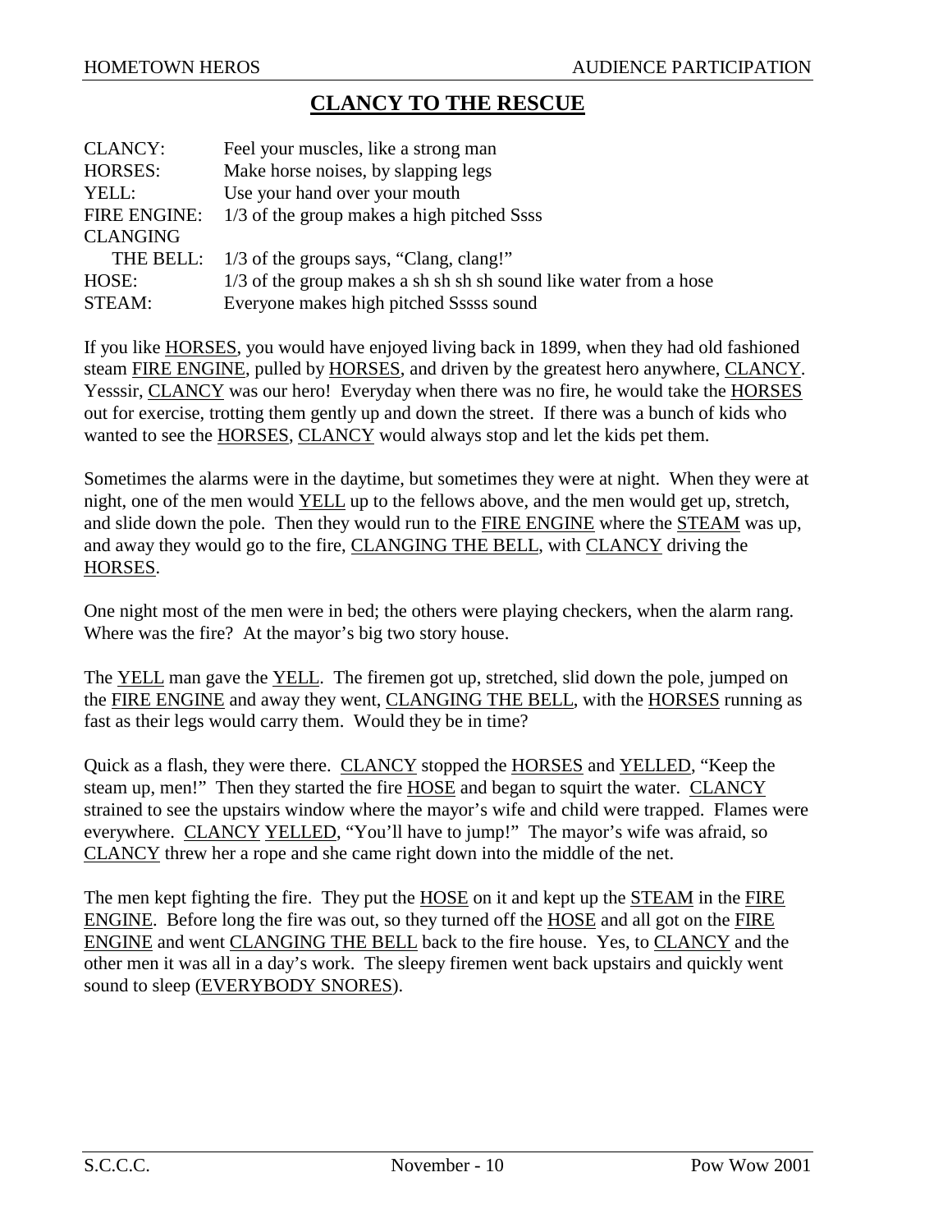## CLANCY TO THE RESCUE

| | |
|---|---|
| CLANCY: | Feel your muscles, like a strong man |
| HORSES: | Make horse noises, by slapping legs |
| YELL: | Use your hand over your mouth |
| FIRE ENGINE: | 1/3 of the group makes a high pitched Ssss |
| CLANGING THE BELL: | 1/3 of the groups says, "Clang, clang!" |
| HOSE: | 1/3 of the group makes a sh sh sh sh sound like water from a hose |
| STEAM: | Everyone makes high pitched Sssss sound |

If you like HORSES, you would have enjoyed living back in 1899, when they had old fashioned steam FIRE ENGINE, pulled by HORSES, and driven by the greatest hero anywhere, CLANCY. Yesssir, CLANCY was our hero! Everyday when there was no fire, he would take the HORSES out for exercise, trotting them gently up and down the street. If there was a bunch of kids who wanted to see the HORSES, CLANCY would always stop and let the kids pet them.

Sometimes the alarms were in the daytime, but sometimes they were at night. When they were at night, one of the men would YELL up to the fellows above, and the men would get up, stretch, and slide down the pole. Then they would run to the FIRE ENGINE where the STEAM was up, and away they would go to the fire, CLANGING THE BELL, with CLANCY driving the HORSES.

One night most of the men were in bed; the others were playing checkers, when the alarm rang. Where was the fire? At the mayor's big two story house.

The YELL man gave the YELL. The firemen got up, stretched, slid down the pole, jumped on the FIRE ENGINE and away they went, CLANGING THE BELL, with the HORSES running as fast as their legs would carry them. Would they be in time?

Quick as a flash, they were there. CLANCY stopped the HORSES and YELLED, "Keep the steam up, men!" Then they started the fire HOSE and began to squirt the water. CLANCY strained to see the upstairs window where the mayor's wife and child were trapped. Flames were everywhere. CLANCY YELLED, "You'll have to jump!" The mayor's wife was afraid, so CLANCY threw her a rope and she came right down into the middle of the net.

The men kept fighting the fire. They put the HOSE on it and kept up the STEAM in the FIRE ENGINE. Before long the fire was out, so they turned off the HOSE and all got on the FIRE ENGINE and went CLANGING THE BELL back to the fire house. Yes, to CLANCY and the other men it was all in a day's work. The sleepy firemen went back upstairs and quickly went sound to sleep (EVERYBODY SNORES).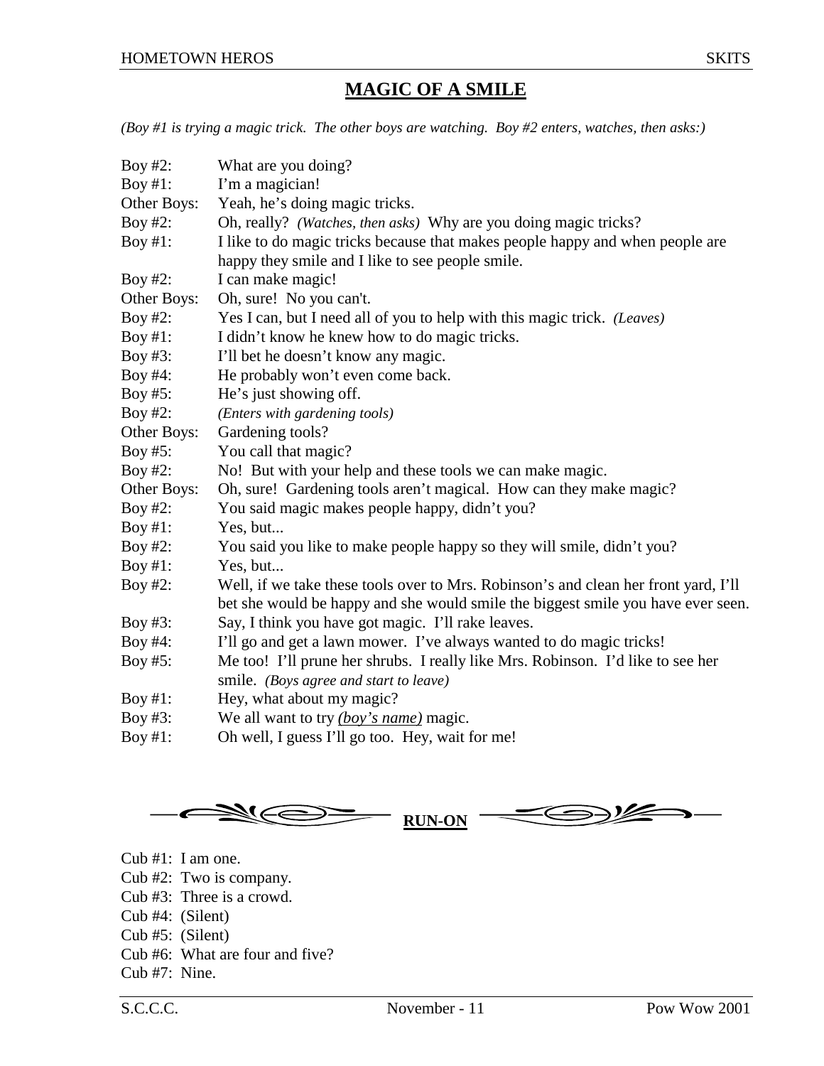## MAGIC OF A SMILE

*(Boy #1 is trying a magic trick. The other boys are watching. Boy #2 enters, watches, then asks:)*

Boy #2: What are you doing?
Boy #1: I'm a magician!
Other Boys: Yeah, he's doing magic tricks.
Boy #2: Oh, really? *(Watches, then asks)* Why are you doing magic tricks?
Boy #1: I like to do magic tricks because that makes people happy and when people are happy they smile and I like to see people smile.
Boy #2: I can make magic!
Other Boys: Oh, sure! No you can't.
Boy #2: Yes I can, but I need all of you to help with this magic trick. *(Leaves)*
Boy #1: I didn't know he knew how to do magic tricks.
Boy #3: I'll bet he doesn't know any magic.
Boy #4: He probably won't even come back.
Boy #5: He's just showing off.
Boy #2: *(Enters with gardening tools)*
Other Boys: Gardening tools?
Boy #5: You call that magic?
Boy #2: No! But with your help and these tools we can make magic.
Other Boys: Oh, sure! Gardening tools aren't magical. How can they make magic?
Boy #2: You said magic makes people happy, didn't you?
Boy #1: Yes, but...
Boy #2: You said you like to make people happy so they will smile, didn't you?
Boy #1: Yes, but...
Boy #2: Well, if we take these tools over to Mrs. Robinson's and clean her front yard, I'll bet she would be happy and she would smile the biggest smile you have ever seen.
Boy #3: Say, I think you have got magic. I'll rake leaves.
Boy #4: I'll go and get a lawn mower. I've always wanted to do magic tricks!
Boy #5: Me too! I'll prune her shrubs. I really like Mrs. Robinson. I'd like to see her smile. *(Boys agree and start to leave)*
Boy #1: Hey, what about my magic?
Boy #3: We all want to try *(boy's name)* magic.
Boy #1: Oh well, I guess I'll go too. Hey, wait for me!

## RUN-ON

Cub #1: I am one.
Cub #2: Two is company.
Cub #3: Three is a crowd.
Cub #4: (Silent)
Cub #5: (Silent)
Cub #6: What are four and five?
Cub #7: Nine.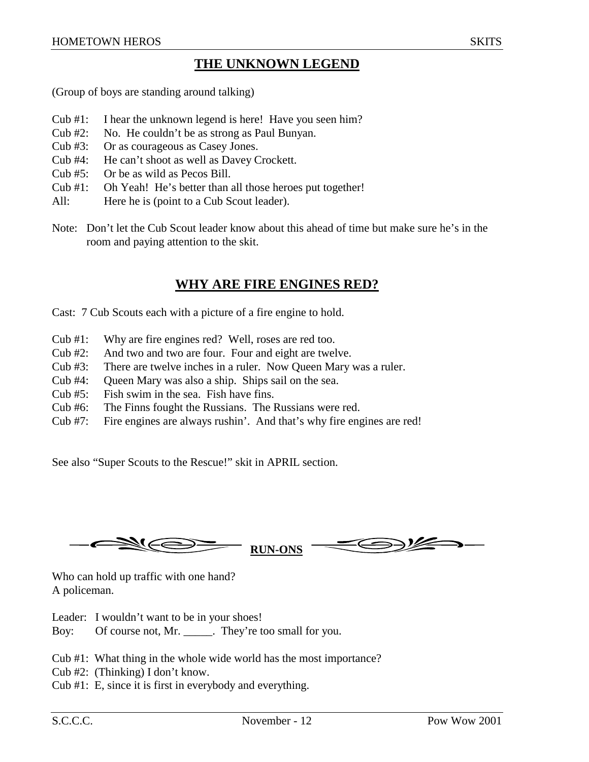## THE UNKNOWN LEGEND

(Group of boys are standing around talking)

Cub #1: I hear the unknown legend is here! Have you seen him?
Cub #2: No. He couldn't be as strong as Paul Bunyan.
Cub #3: Or as courageous as Casey Jones.
Cub #4: He can't shoot as well as Davey Crockett.
Cub #5: Or be as wild as Pecos Bill.
Cub #1: Oh Yeah! He's better than all those heroes put together!
All: Here he is (point to a Cub Scout leader).

Note: Don't let the Cub Scout leader know about this ahead of time but make sure he's in the room and paying attention to the skit.

## WHY ARE FIRE ENGINES RED?

Cast: 7 Cub Scouts each with a picture of a fire engine to hold.

Cub #1: Why are fire engines red? Well, roses are red too.
Cub #2: And two and two are four. Four and eight are twelve.
Cub #3: There are twelve inches in a ruler. Now Queen Mary was a ruler.
Cub #4: Queen Mary was also a ship. Ships sail on the sea.
Cub #5: Fish swim in the sea. Fish have fins.
Cub #6: The Finns fought the Russians. The Russians were red.
Cub #7: Fire engines are always rushin'. And that's why fire engines are red!

See also "Super Scouts to the Rescue!" skit in APRIL section.

## RUN-ONS

Who can hold up traffic with one hand?
A policeman.

Leader: I wouldn't want to be in your shoes!
Boy: Of course not, Mr. _____. They're too small for you.

Cub #1: What thing in the whole wide world has the most importance?
Cub #2: (Thinking) I don't know.
Cub #1: E, since it is first in everybody and everything.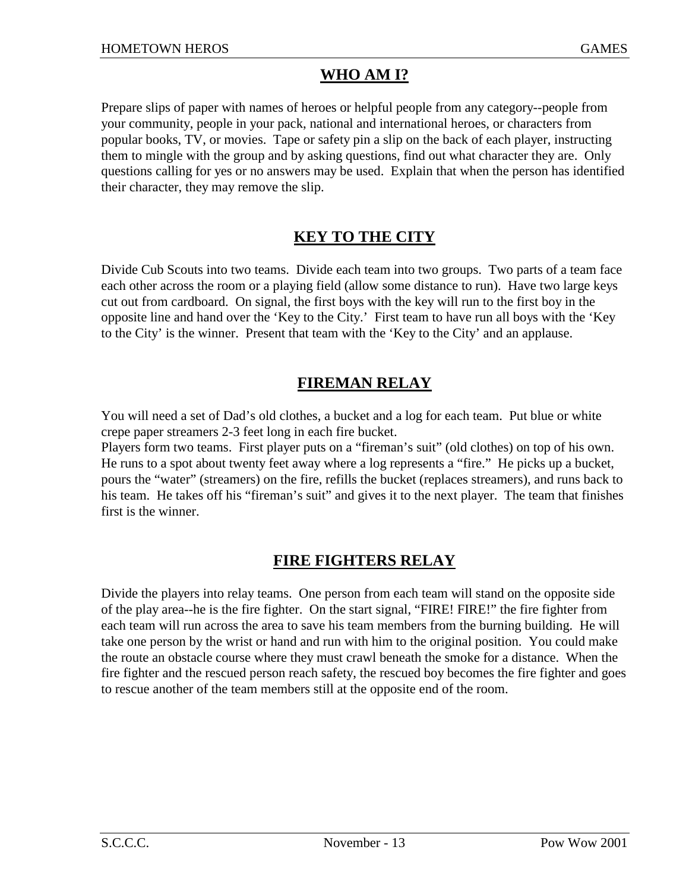## WHO AM I?

Prepare slips of paper with names of heroes or helpful people from any category--people from your community, people in your pack, national and international heroes, or characters from popular books, TV, or movies. Tape or safety pin a slip on the back of each player, instructing them to mingle with the group and by asking questions, find out what character they are. Only questions calling for yes or no answers may be used. Explain that when the person has identified their character, they may remove the slip.

## KEY TO THE CITY

Divide Cub Scouts into two teams. Divide each team into two groups. Two parts of a team face each other across the room or a playing field (allow some distance to run). Have two large keys cut out from cardboard. On signal, the first boys with the key will run to the first boy in the opposite line and hand over the 'Key to the City.' First team to have run all boys with the 'Key to the City' is the winner. Present that team with the 'Key to the City' and an applause.

## FIREMAN RELAY

You will need a set of Dad's old clothes, a bucket and a log for each team. Put blue or white crepe paper streamers 2-3 feet long in each fire bucket.

Players form two teams. First player puts on a "fireman's suit" (old clothes) on top of his own. He runs to a spot about twenty feet away where a log represents a "fire." He picks up a bucket, pours the "water" (streamers) on the fire, refills the bucket (replaces streamers), and runs back to his team. He takes off his "fireman's suit" and gives it to the next player. The team that finishes first is the winner.

## FIRE FIGHTERS RELAY

Divide the players into relay teams. One person from each team will stand on the opposite side of the play area--he is the fire fighter. On the start signal, "FIRE! FIRE!" the fire fighter from each team will run across the area to save his team members from the burning building. He will take one person by the wrist or hand and run with him to the original position. You could make the route an obstacle course where they must crawl beneath the smoke for a distance. When the fire fighter and the rescued person reach safety, the rescued boy becomes the fire fighter and goes to rescue another of the team members still at the opposite end of the room.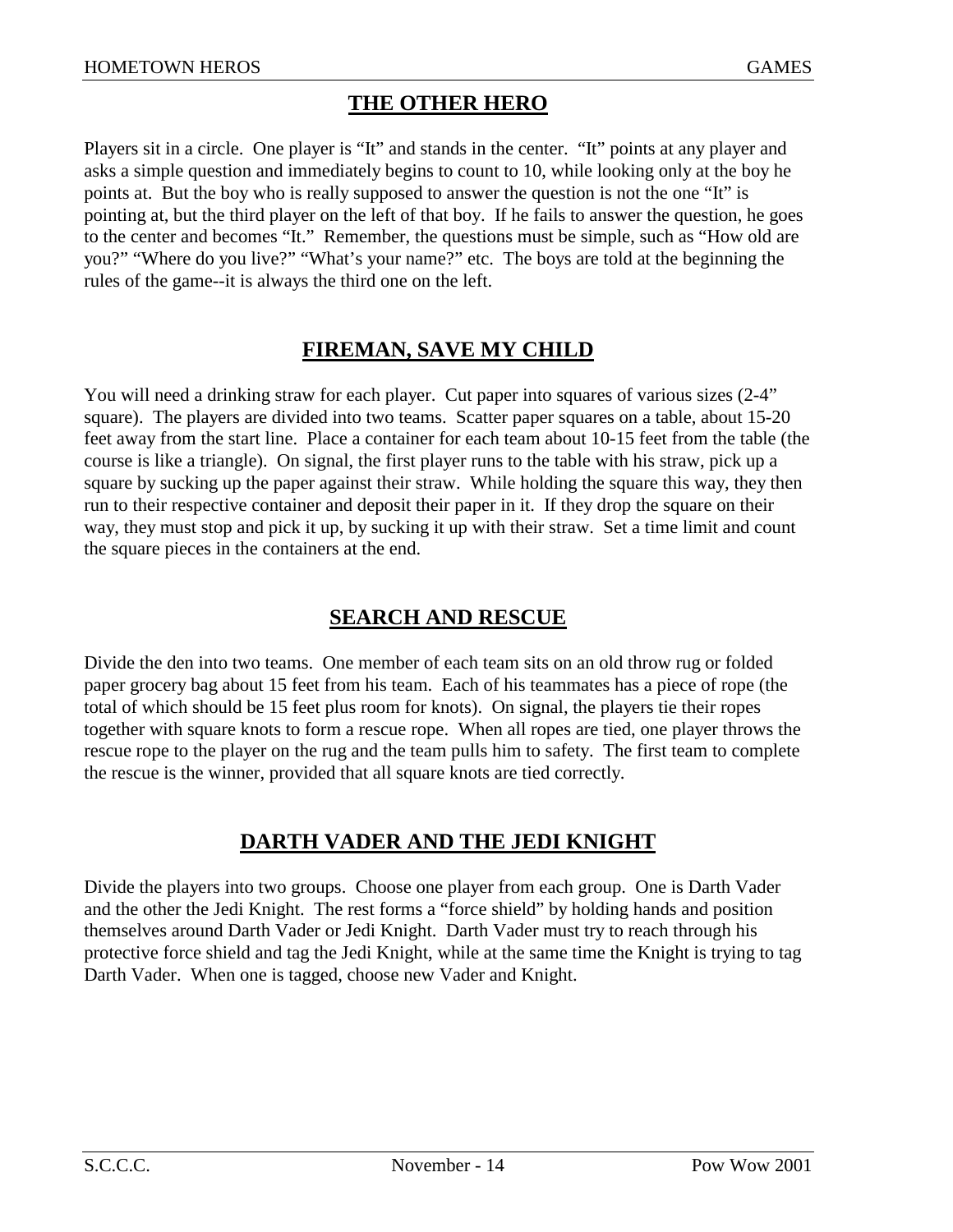## THE OTHER HERO

Players sit in a circle. One player is "It" and stands in the center. "It" points at any player and asks a simple question and immediately begins to count to 10, while looking only at the boy he points at. But the boy who is really supposed to answer the question is not the one "It" is pointing at, but the third player on the left of that boy. If he fails to answer the question, he goes to the center and becomes "It." Remember, the questions must be simple, such as "How old are you?" "Where do you live?" "What's your name?" etc. The boys are told at the beginning the rules of the game--it is always the third one on the left.

## FIREMAN, SAVE MY CHILD

You will need a drinking straw for each player. Cut paper into squares of various sizes (2-4" square). The players are divided into two teams. Scatter paper squares on a table, about 15-20 feet away from the start line. Place a container for each team about 10-15 feet from the table (the course is like a triangle). On signal, the first player runs to the table with his straw, pick up a square by sucking up the paper against their straw. While holding the square this way, they then run to their respective container and deposit their paper in it. If they drop the square on their way, they must stop and pick it up, by sucking it up with their straw. Set a time limit and count the square pieces in the containers at the end.

## SEARCH AND RESCUE

Divide the den into two teams. One member of each team sits on an old throw rug or folded paper grocery bag about 15 feet from his team. Each of his teammates has a piece of rope (the total of which should be 15 feet plus room for knots). On signal, the players tie their ropes together with square knots to form a rescue rope. When all ropes are tied, one player throws the rescue rope to the player on the rug and the team pulls him to safety. The first team to complete the rescue is the winner, provided that all square knots are tied correctly.

## DARTH VADER AND THE JEDI KNIGHT

Divide the players into two groups. Choose one player from each group. One is Darth Vader and the other the Jedi Knight. The rest forms a "force shield" by holding hands and position themselves around Darth Vader or Jedi Knight. Darth Vader must try to reach through his protective force shield and tag the Jedi Knight, while at the same time the Knight is trying to tag Darth Vader. When one is tagged, choose new Vader and Knight.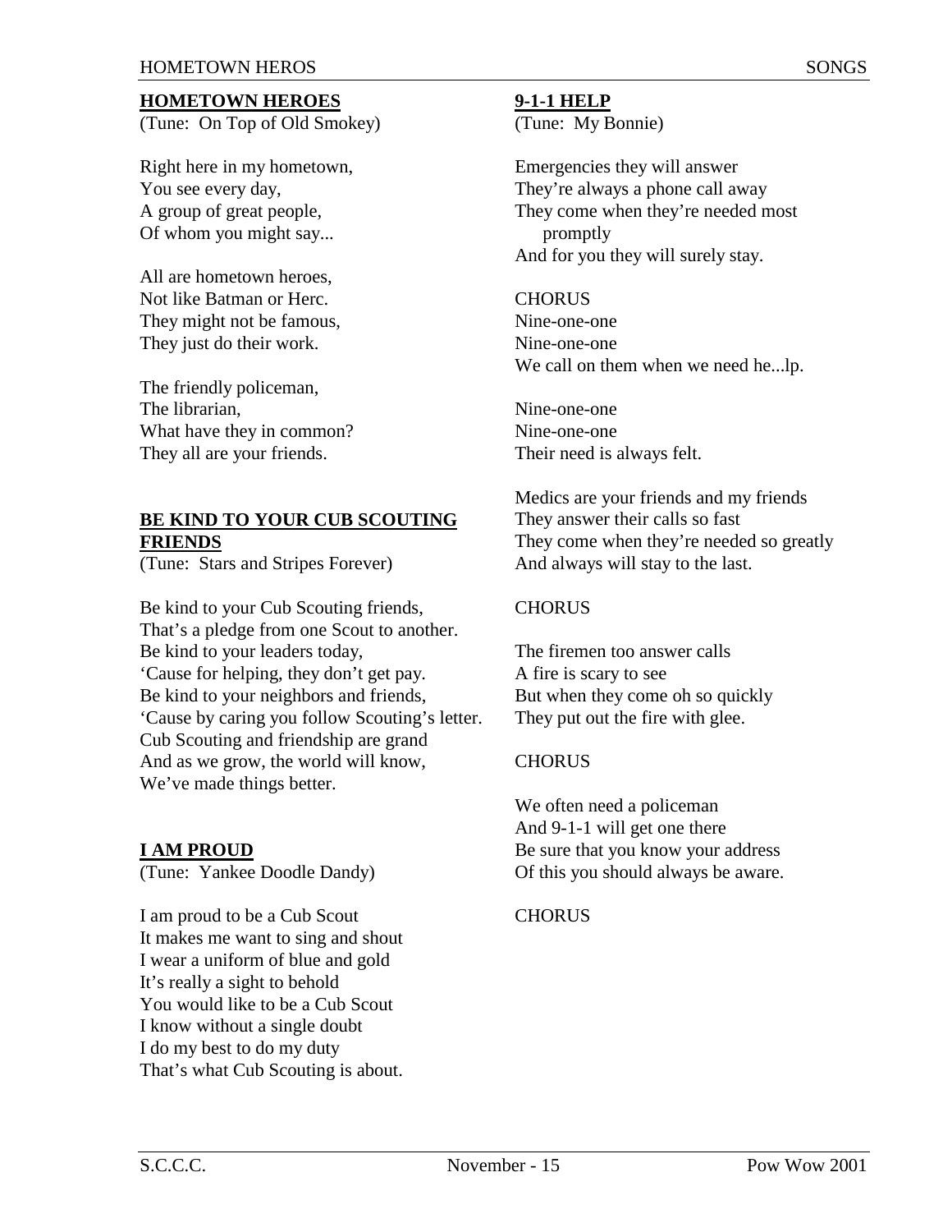## HOMETOWN HEROES

(Tune: On Top of Old Smokey)

Right here in my hometown,
You see every day,
A group of great people,
Of whom you might say...

All are hometown heroes,
Not like Batman or Herc.
They might not be famous,
They just do their work.

The friendly policeman,
The librarian,
What have they in common?
They all are your friends.

## BE KIND TO YOUR CUB SCOUTING FRIENDS

(Tune: Stars and Stripes Forever)

Be kind to your Cub Scouting friends,
That's a pledge from one Scout to another.
Be kind to your leaders today,
'Cause for helping, they don't get pay.
Be kind to your neighbors and friends,
'Cause by caring you follow Scouting's letter.
Cub Scouting and friendship are grand
And as we grow, the world will know,
We've made things better.

## I AM PROUD

(Tune: Yankee Doodle Dandy)

I am proud to be a Cub Scout
It makes me want to sing and shout
I wear a uniform of blue and gold
It's really a sight to behold
You would like to be a Cub Scout
I know without a single doubt
I do my best to do my duty
That's what Cub Scouting is about.

## 9-1-1 HELP

(Tune: My Bonnie)

Emergencies they will answer
They're always a phone call away
They come when they're needed most
promptly
And for you they will surely stay.

CHORUS
Nine-one-one
Nine-one-one
We call on them when we need he...lp.

Nine-one-one
Nine-one-one
Their need is always felt.

Medics are your friends and my friends
They answer their calls so fast
They come when they're needed so greatly
And always will stay to the last.

CHORUS

The firemen too answer calls
A fire is scary to see
But when they come oh so quickly
They put out the fire with glee.

CHORUS

We often need a policeman
And 9-1-1 will get one there
Be sure that you know your address
Of this you should always be aware.

CHORUS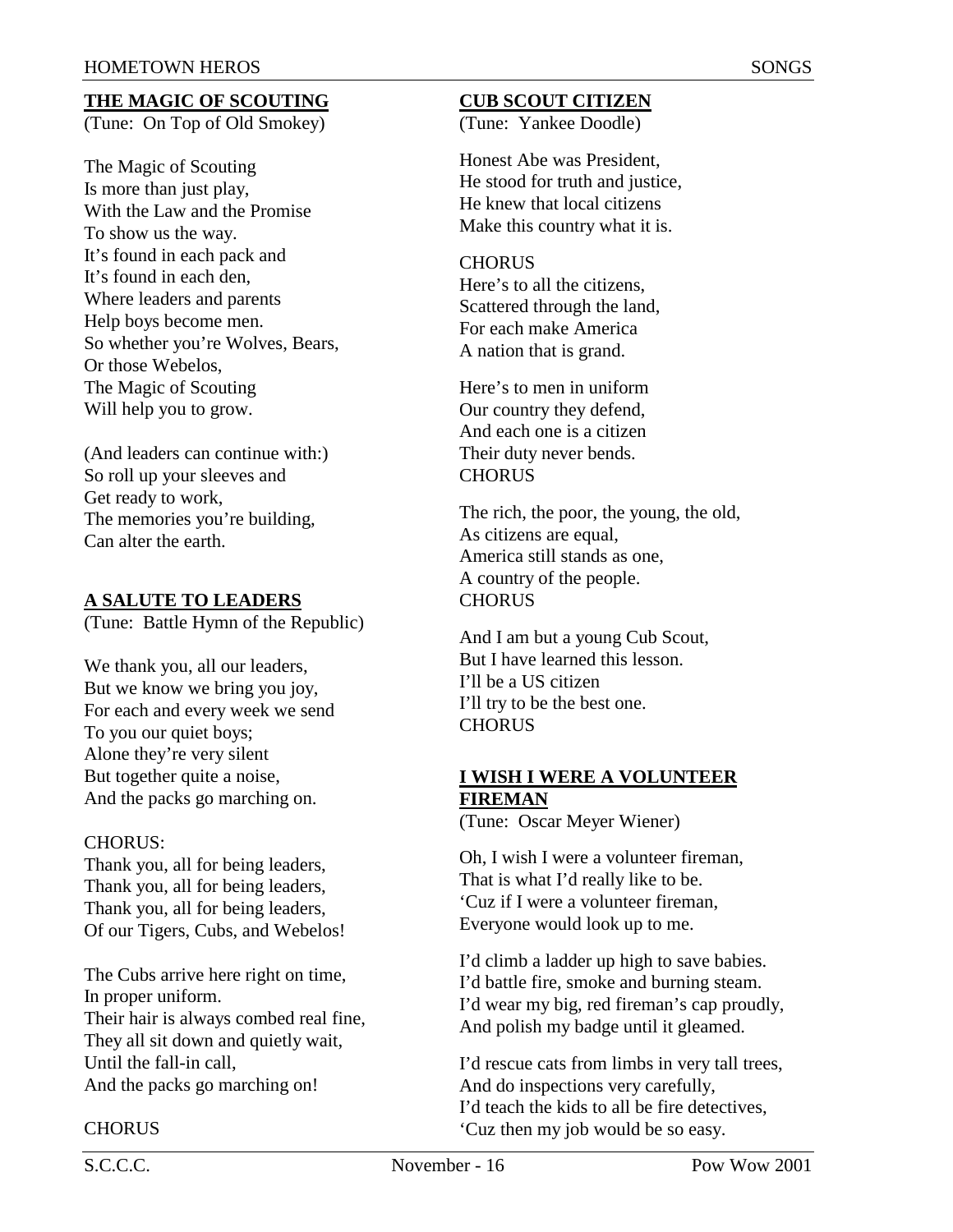## THE MAGIC OF SCOUTING

(Tune: On Top of Old Smokey)

The Magic of Scouting
Is more than just play,
With the Law and the Promise
To show us the way.
It's found in each pack and
It's found in each den,
Where leaders and parents
Help boys become men.
So whether you're Wolves, Bears,
Or those Webelos,
The Magic of Scouting
Will help you to grow.

(And leaders can continue with:)
So roll up your sleeves and
Get ready to work,
The memories you're building,
Can alter the earth.

## A SALUTE TO LEADERS

(Tune: Battle Hymn of the Republic)

We thank you, all our leaders,
But we know we bring you joy,
For each and every week we send
To you our quiet boys;
Alone they're very silent
But together quite a noise,
And the packs go marching on.

CHORUS:
Thank you, all for being leaders,
Thank you, all for being leaders,
Thank you, all for being leaders,
Of our Tigers, Cubs, and Webelos!

The Cubs arrive here right on time,
In proper uniform.
Their hair is always combed real fine,
They all sit down and quietly wait,
Until the fall-in call,
And the packs go marching on!

CHORUS

## CUB SCOUT CITIZEN

(Tune: Yankee Doodle)

Honest Abe was President,
He stood for truth and justice,
He knew that local citizens
Make this country what it is.

CHORUS
Here's to all the citizens,
Scattered through the land,
For each make America
A nation that is grand.

Here's to men in uniform
Our country they defend,
And each one is a citizen
Their duty never bends.
CHORUS

The rich, the poor, the young, the old,
As citizens are equal,
America still stands as one,
A country of the people.
CHORUS

And I am but a young Cub Scout,
But I have learned this lesson.
I'll be a US citizen
I'll try to be the best one.
CHORUS

## I WISH I WERE A VOLUNTEER FIREMAN

(Tune: Oscar Meyer Wiener)

Oh, I wish I were a volunteer fireman,
That is what I'd really like to be.
'Cuz if I were a volunteer fireman,
Everyone would look up to me.

I'd climb a ladder up high to save babies.
I'd battle fire, smoke and burning steam.
I'd wear my big, red fireman's cap proudly,
And polish my badge until it gleamed.

I'd rescue cats from limbs in very tall trees,
And do inspections very carefully,
I'd teach the kids to all be fire detectives,
'Cuz then my job would be so easy.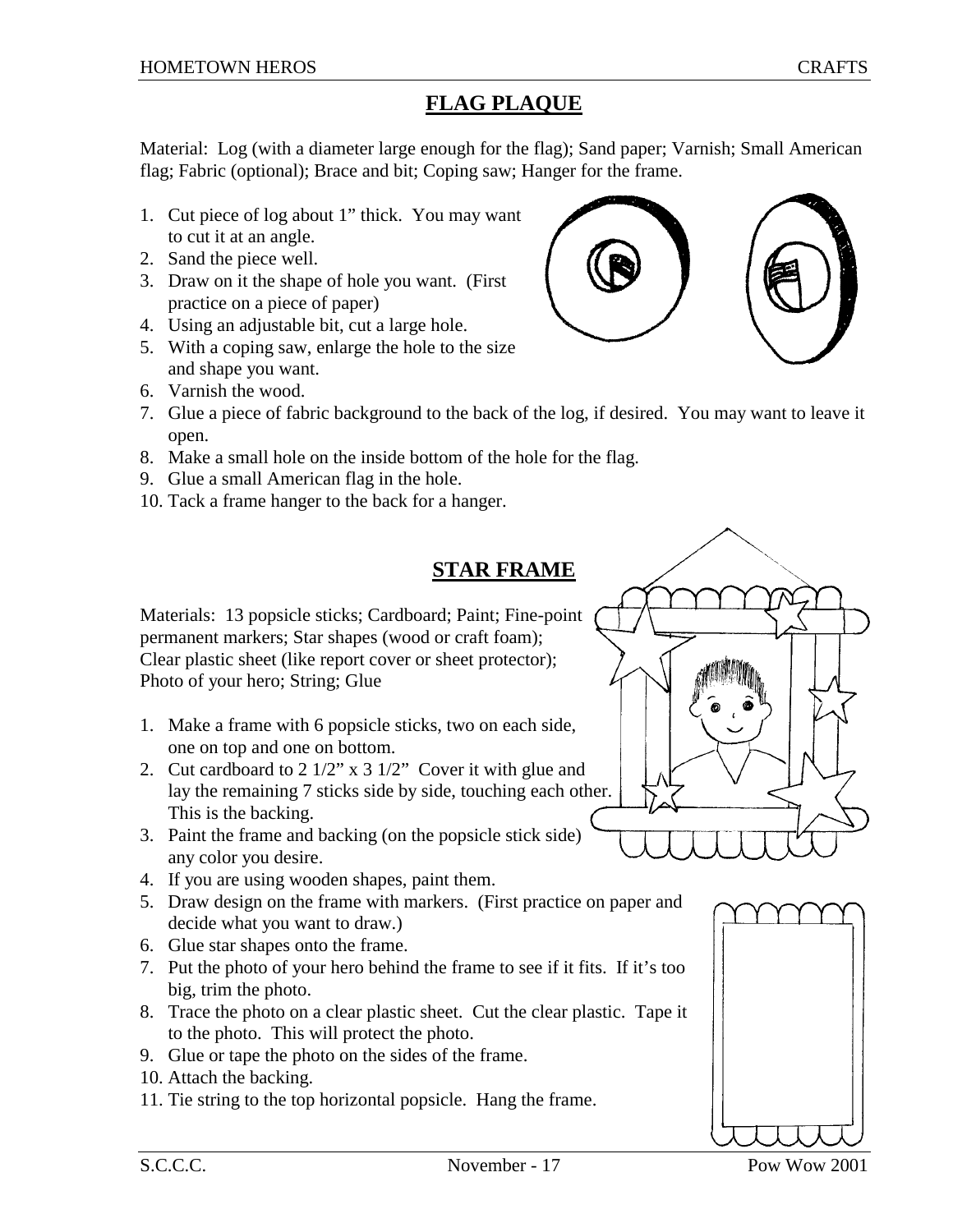## FLAG PLAQUE

Material: Log (with a diameter large enough for the flag); Sand paper; Varnish; Small American flag; Fabric (optional); Brace and bit; Coping saw; Hanger for the frame.

1. Cut piece of log about 1” thick. You may want to cut it at an angle.
2. Sand the piece well.
3. Draw on it the shape of hole you want. (First practice on a piece of paper)
4. Using an adjustable bit, cut a large hole.
5. With a coping saw, enlarge the hole to the size and shape you want.
6. Varnish the wood.
7. Glue a piece of fabric background to the back of the log, if desired. You may want to leave it open.
8. Make a small hole on the inside bottom of the hole for the flag.
9. Glue a small American flag in the hole.
10. Tack a frame hanger to the back for a hanger.

## STAR FRAME

Materials: 13 popsicle sticks; Cardboard; Paint; Fine-point permanent markers; Star shapes (wood or craft foam); Clear plastic sheet (like report cover or sheet protector); Photo of your hero; String; Glue

1. Make a frame with 6 popsicle sticks, two on each side, one on top and one on bottom.
2. Cut cardboard to 2 1/2” x 3 1/2” Cover it with glue and lay the remaining 7 sticks side by side, touching each other. This is the backing.
3. Paint the frame and backing (on the popsicle stick side) any color you desire.
4. If you are using wooden shapes, paint them.
5. Draw design on the frame with markers. (First practice on paper and decide what you want to draw.)
6. Glue star shapes onto the frame.
7. Put the photo of your hero behind the frame to see if it fits. If it’s too big, trim the photo.
8. Trace the photo on a clear plastic sheet. Cut the clear plastic. Tape it to the photo. This will protect the photo.
9. Glue or tape the photo on the sides of the frame.
10. Attach the backing.
11. Tie string to the top horizontal popsicle. Hang the frame.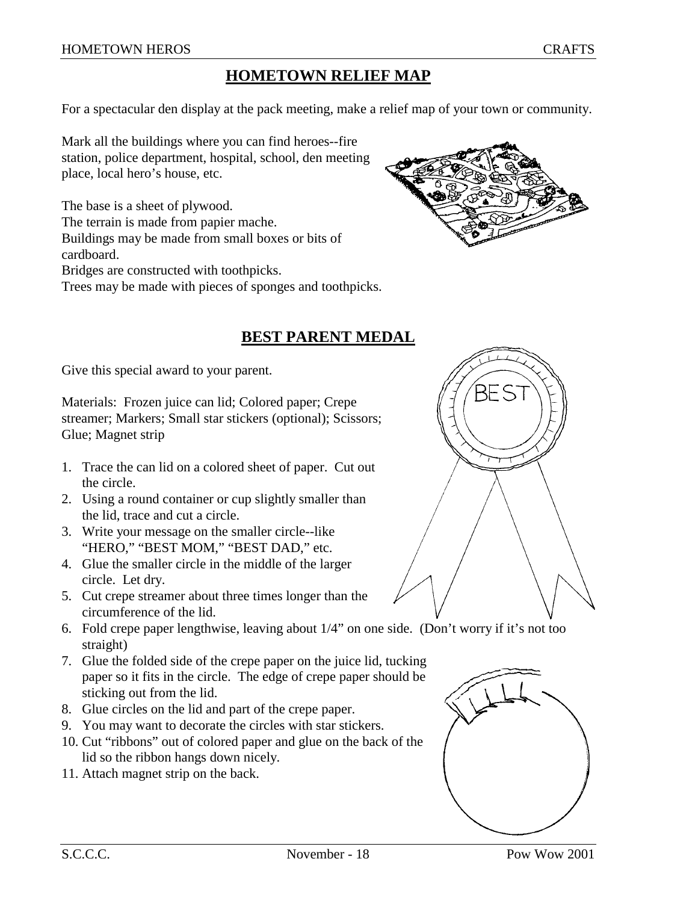## HOMETOWN RELIEF MAP

For a spectacular den display at the pack meeting, make a relief map of your town or community.

Mark all the buildings where you can find heroes--fire station, police department, hospital, school, den meeting place, local hero's house, etc.

The base is a sheet of plywood.
The terrain is made from papier mache.
Buildings may be made from small boxes or bits of cardboard.
Bridges are constructed with toothpicks.
Trees may be made with pieces of sponges and toothpicks.

## BEST PARENT MEDAL

Give this special award to your parent.

Materials: Frozen juice can lid; Colored paper; Crepe streamer; Markers; Small star stickers (optional); Scissors; Glue; Magnet strip

1. Trace the can lid on a colored sheet of paper. Cut out the circle.
2. Using a round container or cup slightly smaller than the lid, trace and cut a circle.
3. Write your message on the smaller circle--like "HERO," "BEST MOM," "BEST DAD," etc.
4. Glue the smaller circle in the middle of the larger circle. Let dry.
5. Cut crepe streamer about three times longer than the circumference of the lid.
6. Fold crepe paper lengthwise, leaving about 1/4" on one side. (Don't worry if it's not too straight)
7. Glue the folded side of the crepe paper on the juice lid, tucking paper so it fits in the circle. The edge of crepe paper should be sticking out from the lid.
8. Glue circles on the lid and part of the crepe paper.
9. You may want to decorate the circles with star stickers.
10. Cut "ribbons" out of colored paper and glue on the back of the lid so the ribbon hangs down nicely.
11. Attach magnet strip on the back.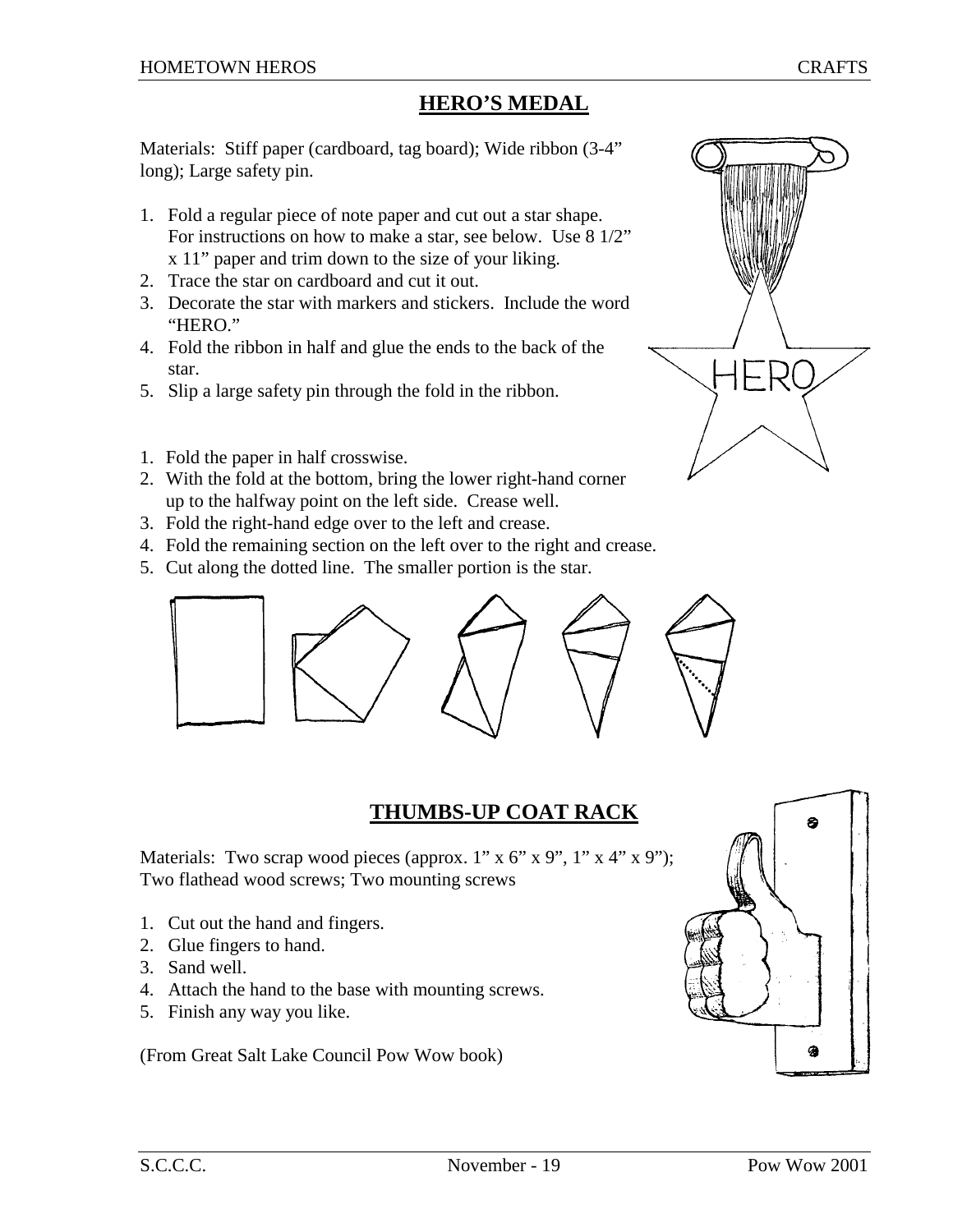## HERO'S MEDAL

Materials: Stiff paper (cardboard, tag board); Wide ribbon (3-4" long); Large safety pin.

1. Fold a regular piece of note paper and cut out a star shape. For instructions on how to make a star, see below. Use 8 1/2" x 11" paper and trim down to the size of your liking.
2. Trace the star on cardboard and cut it out.
3. Decorate the star with markers and stickers. Include the word "HERO."
4. Fold the ribbon in half and glue the ends to the back of the star.
5. Slip a large safety pin through the fold in the ribbon.

1. Fold the paper in half crosswise.
2. With the fold at the bottom, bring the lower right-hand corner up to the halfway point on the left side. Crease well.
3. Fold the right-hand edge over to the left and crease.
4. Fold the remaining section on the left over to the right and crease.
5. Cut along the dotted line. The smaller portion is the star.

## THUMBS-UP COAT RACK

Materials: Two scrap wood pieces (approx. 1" x 6" x 9", 1" x 4" x 9"); Two flathead wood screws; Two mounting screws

1. Cut out the hand and fingers.
2. Glue fingers to hand.
3. Sand well.
4. Attach the hand to the base with mounting screws.
5. Finish any way you like.

(From Great Salt Lake Council Pow Wow book)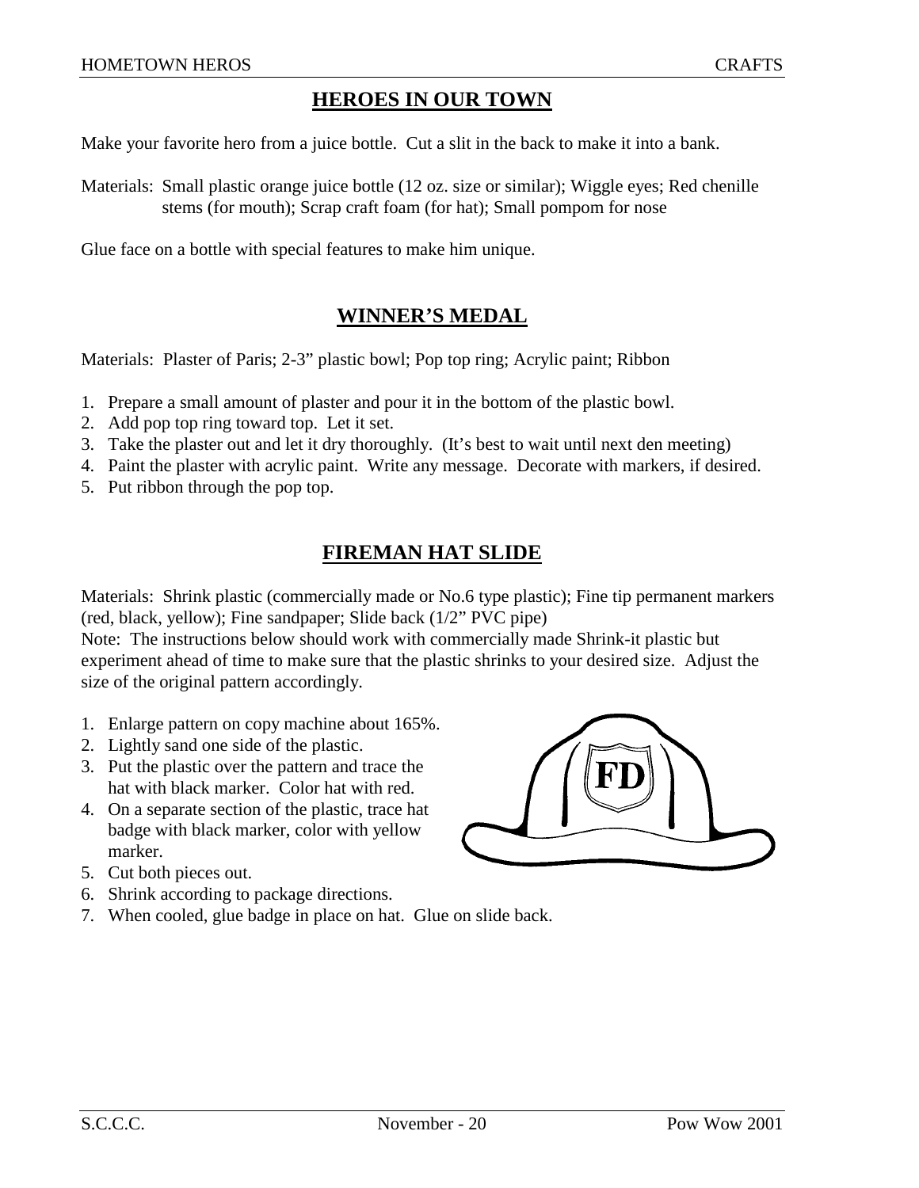## HEROES IN OUR TOWN

Make your favorite hero from a juice bottle. Cut a slit in the back to make it into a bank.

Materials: Small plastic orange juice bottle (12 oz. size or similar); Wiggle eyes; Red chenille stems (for mouth); Scrap craft foam (for hat); Small pompom for nose

Glue face on a bottle with special features to make him unique.

## WINNER'S MEDAL

Materials: Plaster of Paris; 2-3" plastic bowl; Pop top ring; Acrylic paint; Ribbon

1. Prepare a small amount of plaster and pour it in the bottom of the plastic bowl.
2. Add pop top ring toward top. Let it set.
3. Take the plaster out and let it dry thoroughly. (It's best to wait until next den meeting)
4. Paint the plaster with acrylic paint. Write any message. Decorate with markers, if desired.
5. Put ribbon through the pop top.

## FIREMAN HAT SLIDE

Materials: Shrink plastic (commercially made or No.6 type plastic); Fine tip permanent markers (red, black, yellow); Fine sandpaper; Slide back (1/2" PVC pipe)

Note: The instructions below should work with commercially made Shrink-it plastic but experiment ahead of time to make sure that the plastic shrinks to your desired size. Adjust the size of the original pattern accordingly.

1. Enlarge pattern on copy machine about 165%.
2. Lightly sand one side of the plastic.
3. Put the plastic over the pattern and trace the hat with black marker. Color hat with red.
4. On a separate section of the plastic, trace hat badge with black marker, color with yellow marker.
5. Cut both pieces out.
6. Shrink according to package directions.
7. When cooled, glue badge in place on hat. Glue on slide back.

FD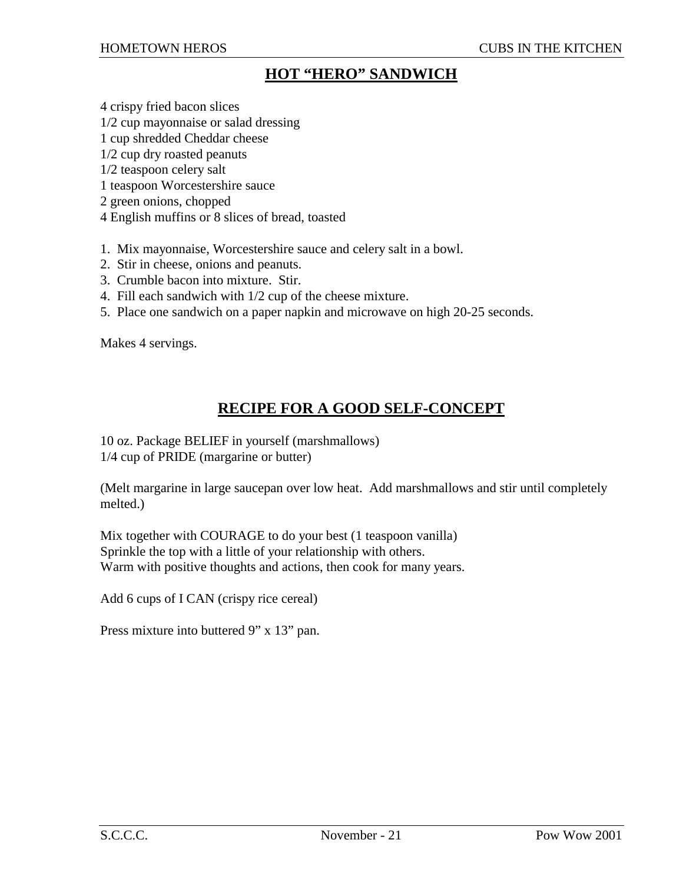## HOT "HERO" SANDWICH

4 crispy fried bacon slices
1/2 cup mayonnaise or salad dressing
1 cup shredded Cheddar cheese
1/2 cup dry roasted peanuts
1/2 teaspoon celery salt
1 teaspoon Worcestershire sauce
2 green onions, chopped
4 English muffins or 8 slices of bread, toasted

1. Mix mayonnaise, Worcestershire sauce and celery salt in a bowl.
2. Stir in cheese, onions and peanuts.
3. Crumble bacon into mixture. Stir.
4. Fill each sandwich with 1/2 cup of the cheese mixture.
5. Place one sandwich on a paper napkin and microwave on high 20-25 seconds.

Makes 4 servings.

## RECIPE FOR A GOOD SELF-CONCEPT

10 oz. Package BELIEF in yourself (marshmallows)
1/4 cup of PRIDE (margarine or butter)

(Melt margarine in large saucepan over low heat. Add marshmallows and stir until completely melted.)

Mix together with COURAGE to do your best (1 teaspoon vanilla)
Sprinkle the top with a little of your relationship with others.
Warm with positive thoughts and actions, then cook for many years.

Add 6 cups of I CAN (crispy rice cereal)

Press mixture into buttered 9" x 13" pan.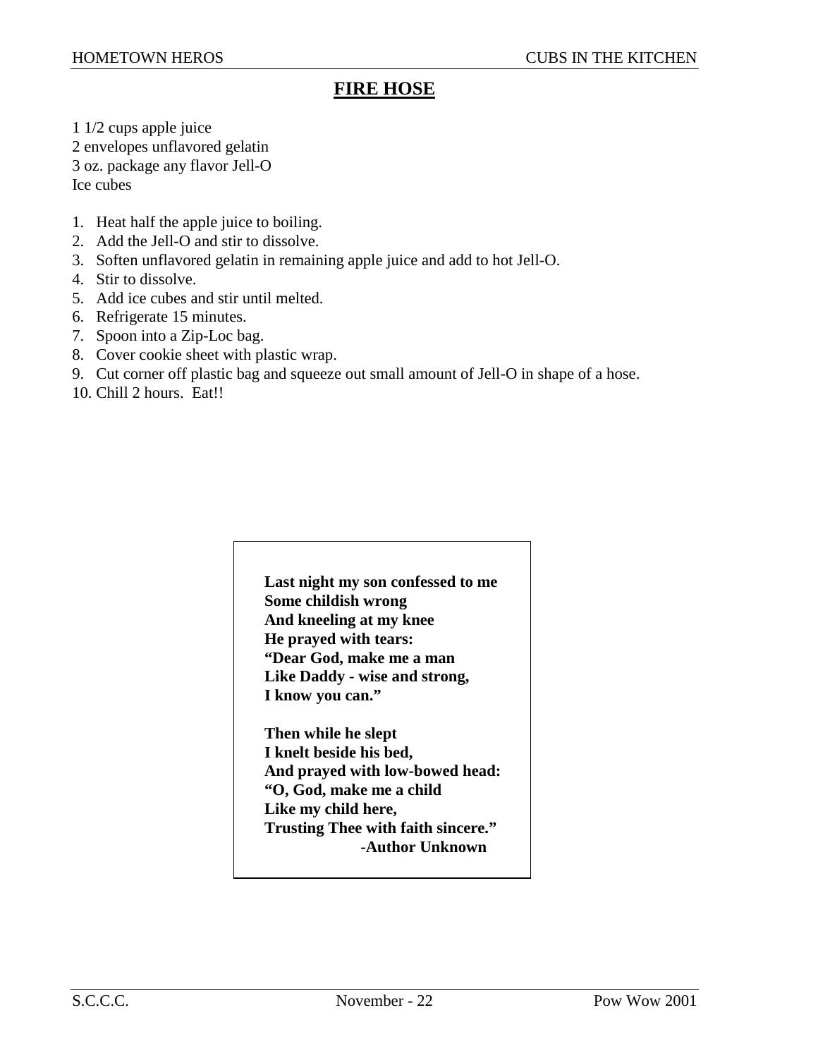## FIRE HOSE

1 1/2 cups apple juice
2 envelopes unflavored gelatin
3 oz. package any flavor Jell-O
Ice cubes

1. Heat half the apple juice to boiling.
2. Add the Jell-O and stir to dissolve.
3. Soften unflavored gelatin in remaining apple juice and add to hot Jell-O.
4. Stir to dissolve.
5. Add ice cubes and stir until melted.
6. Refrigerate 15 minutes.
7. Spoon into a Zip-Loc bag.
8. Cover cookie sheet with plastic wrap.
9. Cut corner off plastic bag and squeeze out small amount of Jell-O in shape of a hose.
10. Chill 2 hours. Eat!!

**Last night my son confessed to me**
**Some childish wrong**
**And kneeling at my knee**
**He prayed with tears:**
**"Dear God, make me a man**
**Like Daddy - wise and strong,**
**I know you can."**

**Then while he slept**
**I knelt beside his bed,**
**And prayed with low-bowed head:**
**"O, God, make me a child**
**Like my child here,**
**Trusting Thee with faith sincere."**
**-Author Unknown**